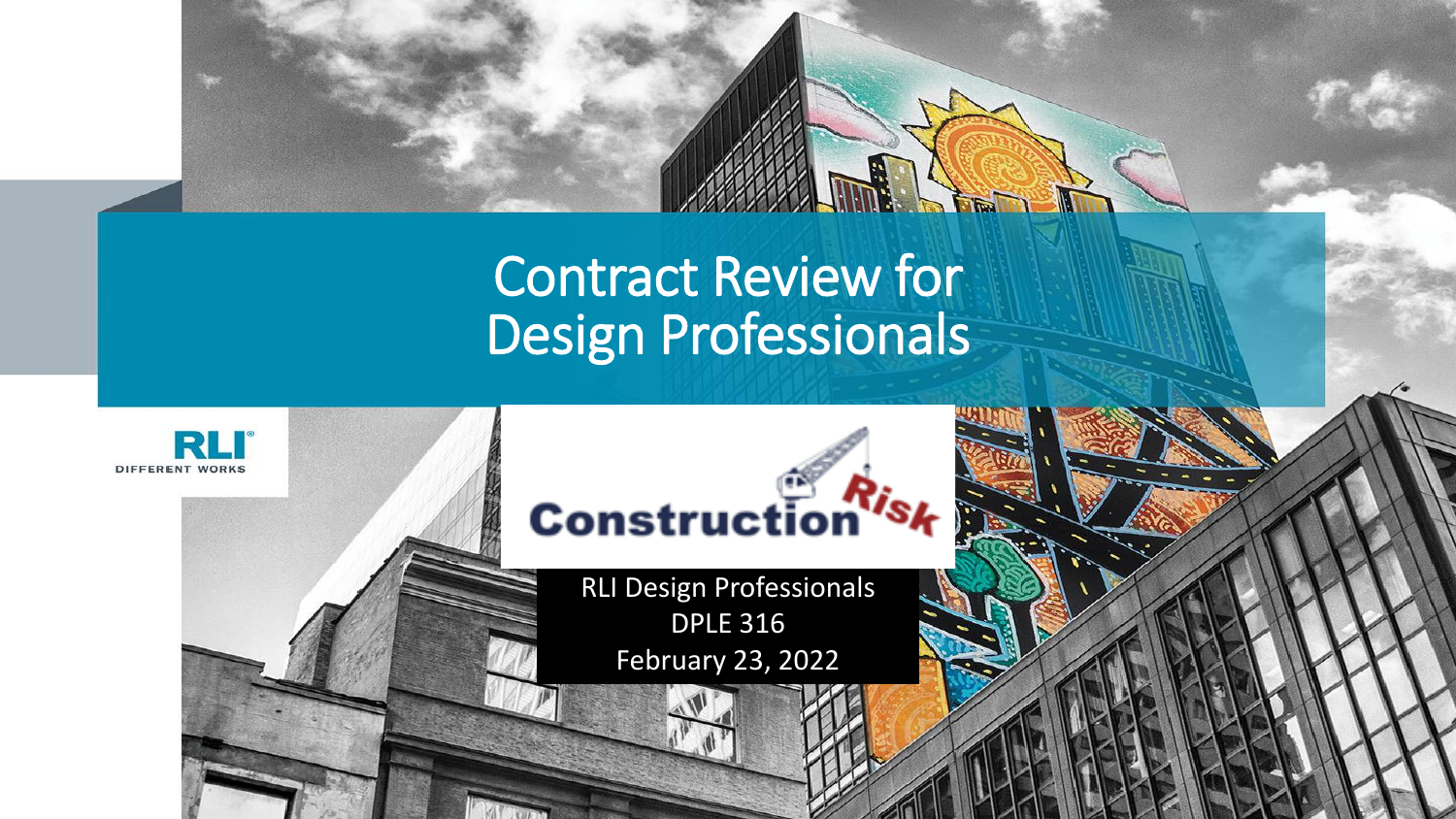# Contract Review for Design Professionals

RLI Design Professionals

DPLE 316

February 23, 2022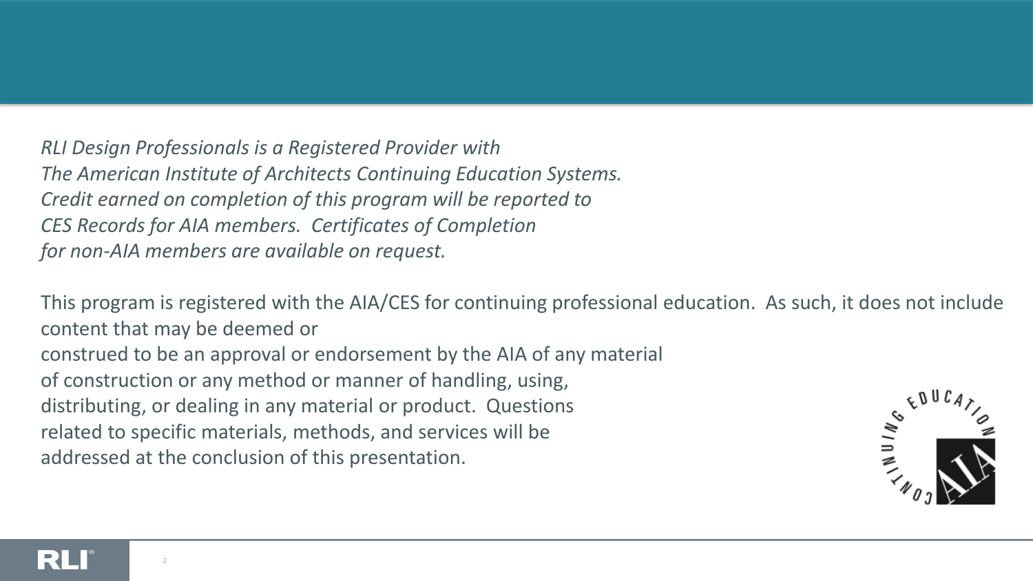*RLI Design Professionals is a Registered Provider with The American Institute of Architects Continuing Education Systems. Credit earned on completion of this program will be reported to CES Records for AIA members. Certificates of Completion for non-AIA members are available on request.*

This program is registered with the AIA/CES for continuing professional education. As such, it does not include content that may be deemed or construed to be an approval or endorsement by the AIA of any material of construction or any method or manner of handling, using, distributing, or dealing in any material or product. Questions related to specific materials, methods, and services will be addressed at the conclusion of this presentation.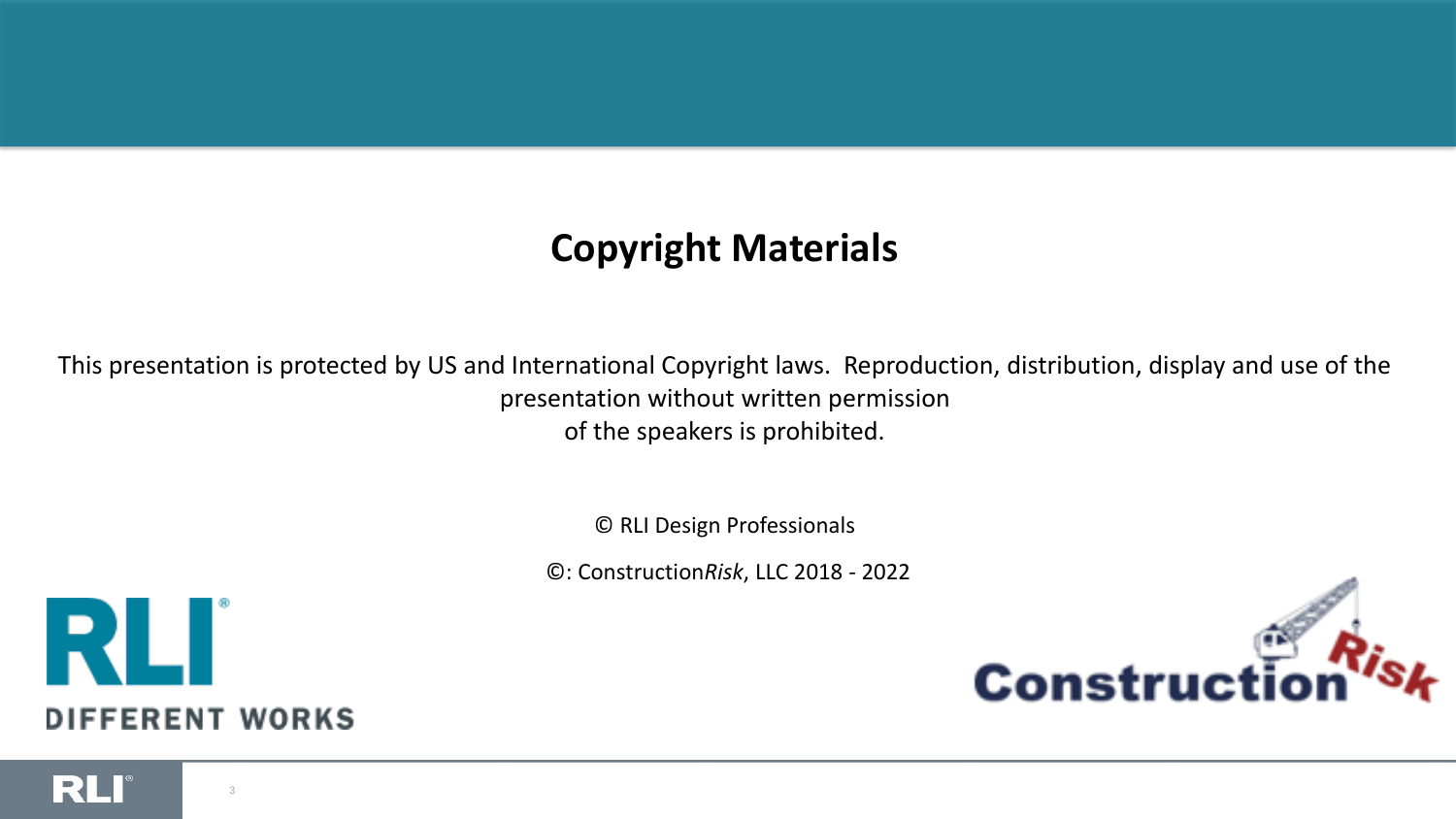# Copyright Materials

This presentation is protected by US and International Copyright laws. Reproduction, distribution, display and use of the presentation without written permission of the speakers is prohibited.

© RLI Design Professionals

©: Construction*Risk*, LLC 2018 - 2022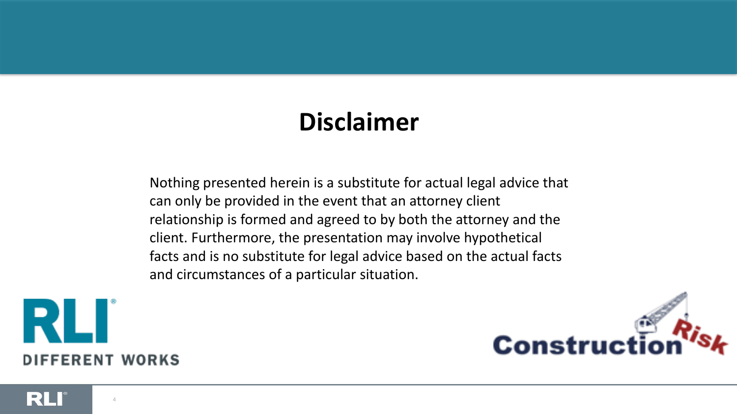# Disclaimer

Nothing presented herein is a substitute for actual legal advice that can only be provided in the event that an attorney client relationship is formed and agreed to by both the attorney and the client. Furthermore, the presentation may involve hypothetical facts and is no substitute for legal advice based on the actual facts and circumstances of a particular situation.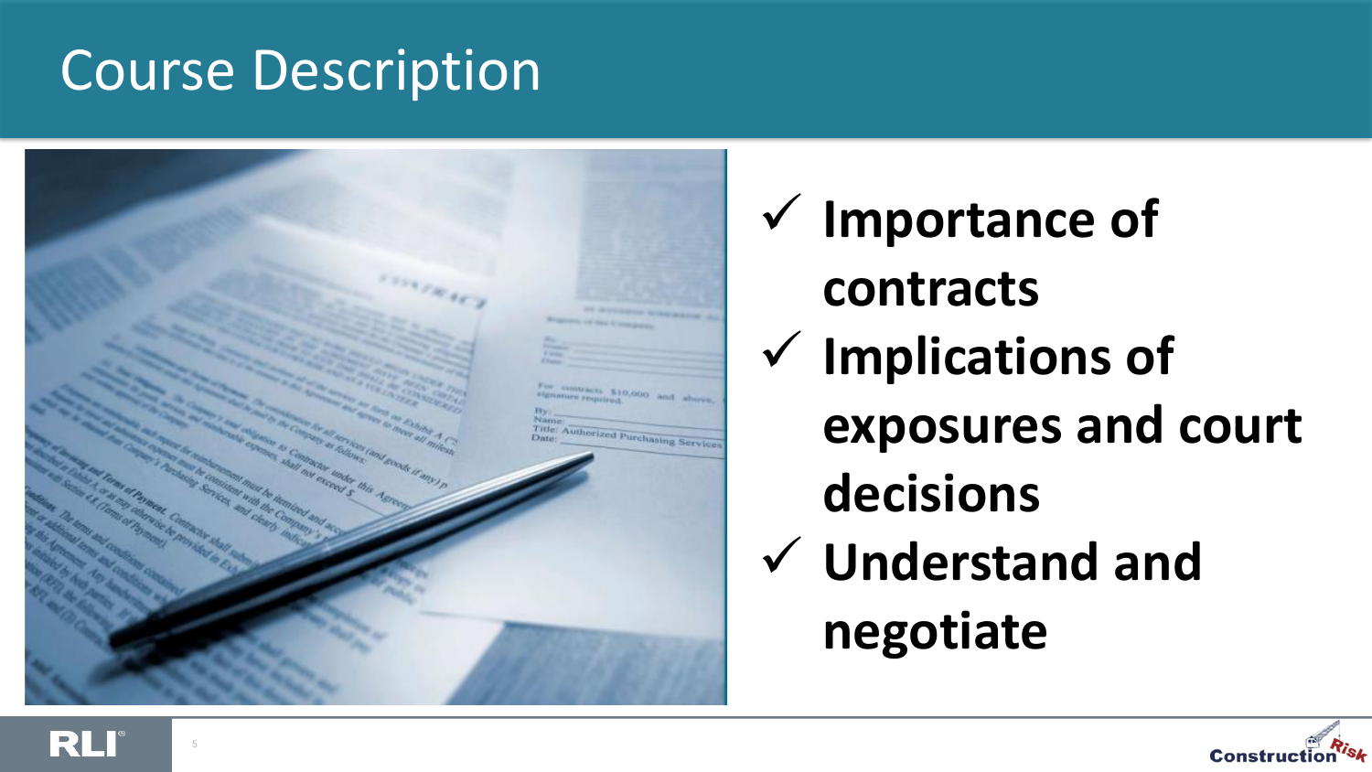# Course Description

- ✓ **Importance of contracts**
- ✓ **Implications of exposures and court decisions**
- ✓ **Understand and negotiate**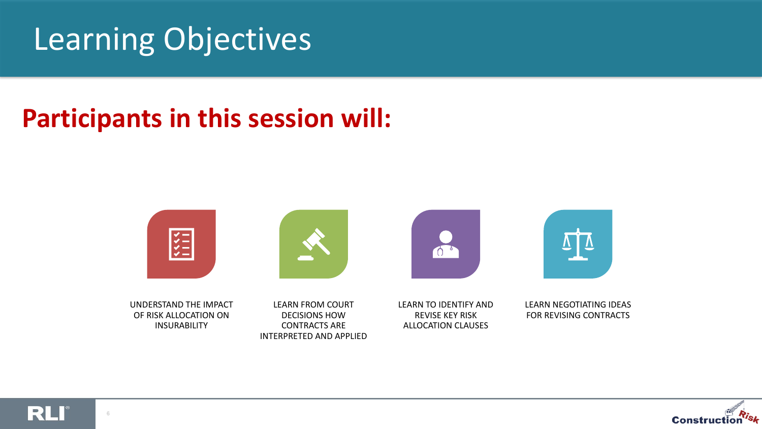# Learning Objectives

## Participants in this session will:

- UNDERSTAND THE IMPACT OF RISK ALLOCATION ON INSURABILITY
- LEARN FROM COURT DECISIONS HOW CONTRACTS ARE INTERPRETED AND APPLIED
- LEARN TO IDENTIFY AND REVISE KEY RISK ALLOCATION CLAUSES
- LEARN NEGOTIATING IDEAS FOR REVISING CONTRACTS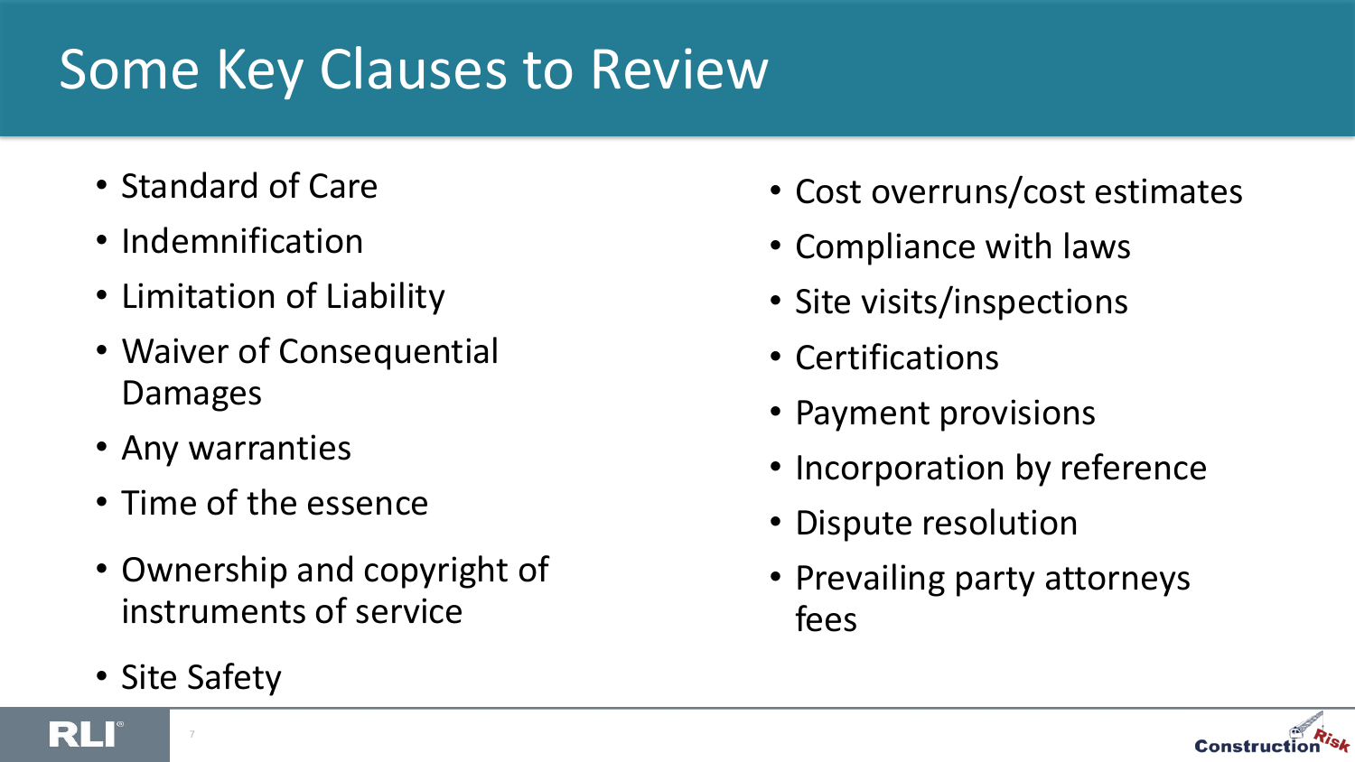# Some Key Clauses to Review

- Standard of Care
- Indemnification
- Limitation of Liability
- Waiver of Consequential Damages
- Any warranties
- Time of the essence
- Ownership and copyright of instruments of service
- Site Safety
- Cost overruns/cost estimates
- Compliance with laws
- Site visits/inspections
- Certifications
- Payment provisions
- Incorporation by reference
- Dispute resolution
- Prevailing party attorneys fees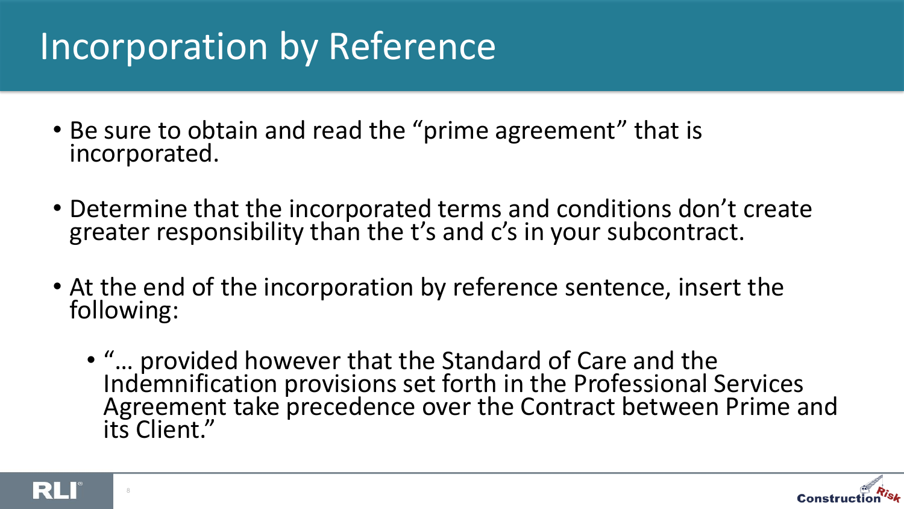# Incorporation by Reference

- Be sure to obtain and read the “prime agreement” that is incorporated.
- Determine that the incorporated terms and conditions don’t create greater responsibility than the t’s and c’s in your subcontract.
- At the end of the incorporation by reference sentence, insert the following:
  - “… provided however that the Standard of Care and the Indemnification provisions set forth in the Professional Services Agreement take precedence over the Contract between Prime and its Client.”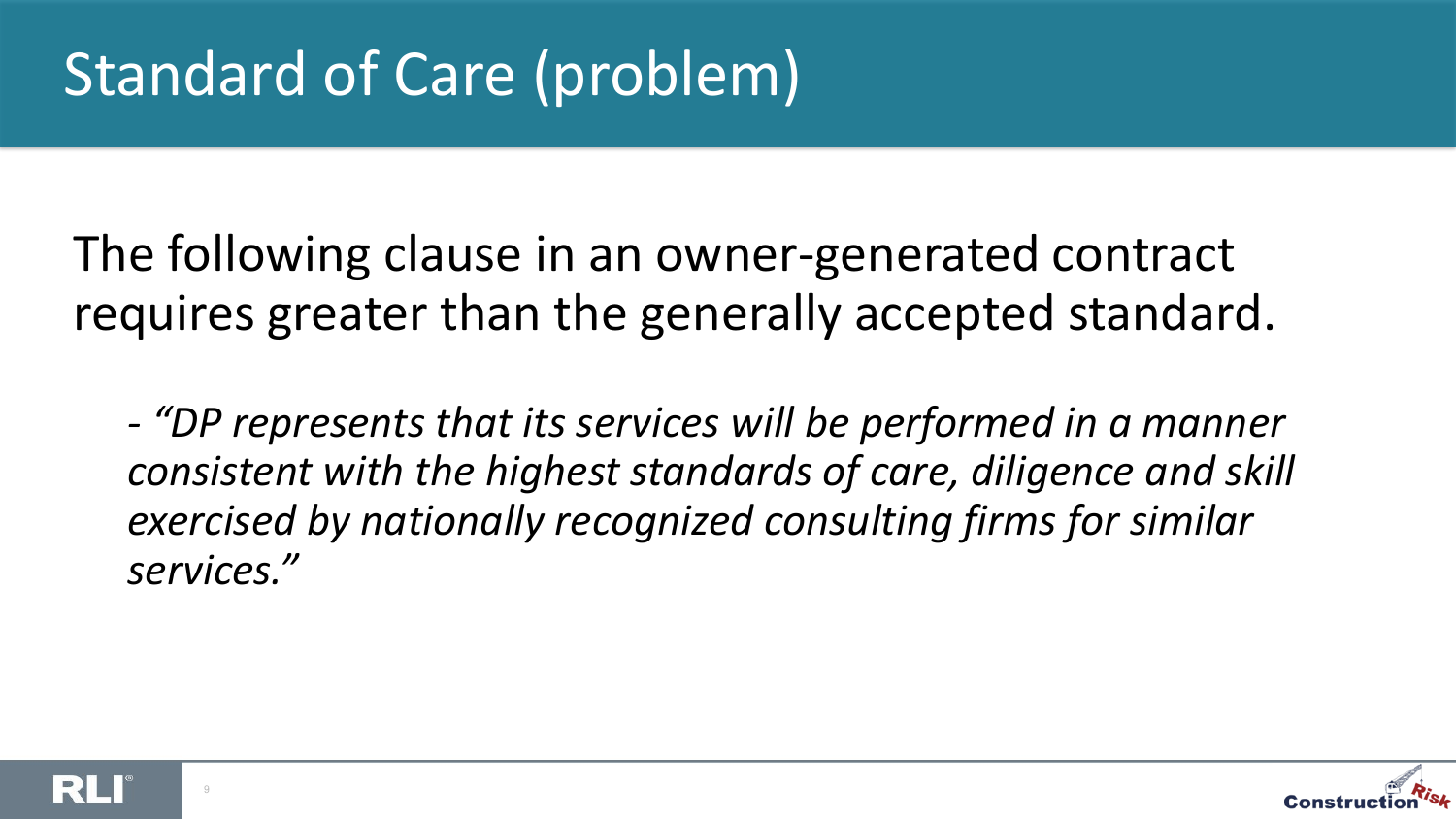# Standard of Care (problem)

The following clause in an owner-generated contract requires greater than the generally accepted standard.

- *"DP represents that its services will be performed in a manner consistent with the highest standards of care, diligence and skill exercised by nationally recognized consulting firms for similar services."*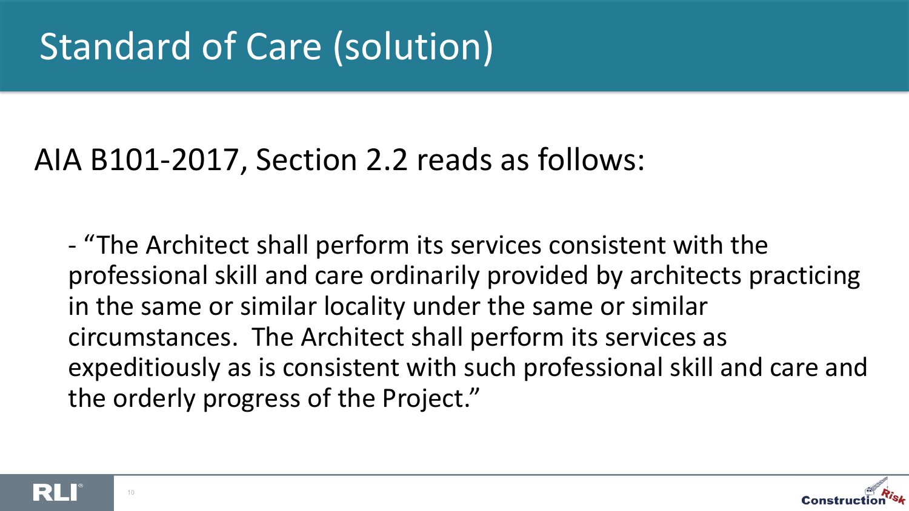# Standard of Care (solution)

AIA B101-2017, Section 2.2 reads as follows:

- "The Architect shall perform its services consistent with the professional skill and care ordinarily provided by architects practicing in the same or similar locality under the same or similar circumstances. The Architect shall perform its services as expeditiously as is consistent with such professional skill and care and the orderly progress of the Project."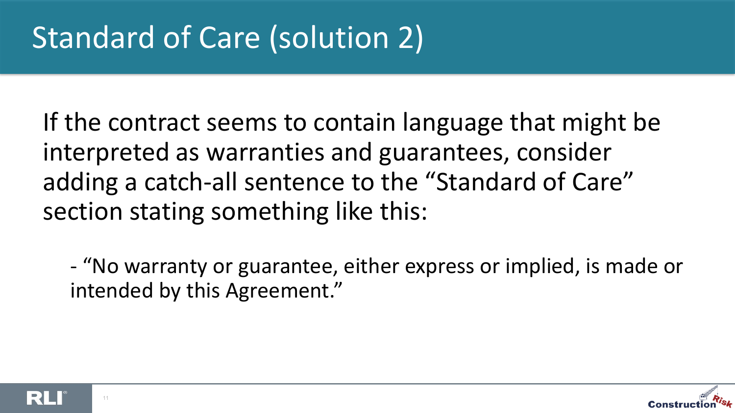# Standard of Care (solution 2)

If the contract seems to contain language that might be interpreted as warranties and guarantees, consider adding a catch-all sentence to the “Standard of Care” section stating something like this:

- “No warranty or guarantee, either express or implied, is made or intended by this Agreement.”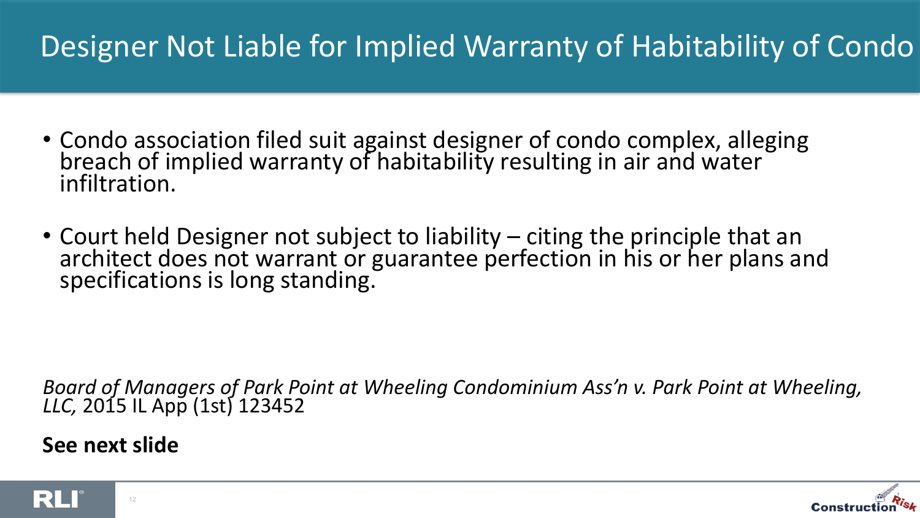# Designer Not Liable for Implied Warranty of Habitability of Condo

- Condo association filed suit against designer of condo complex, alleging breach of implied warranty of habitability resulting in air and water infiltration.

- Court held Designer not subject to liability – citing the principle that an architect does not warrant or guarantee perfection in his or her plans and specifications is long standing.

*Board of Managers of Park Point at Wheeling Condominium Ass'n v. Park Point at Wheeling, LLC,* 2015 IL App (1st) 123452

**See next slide**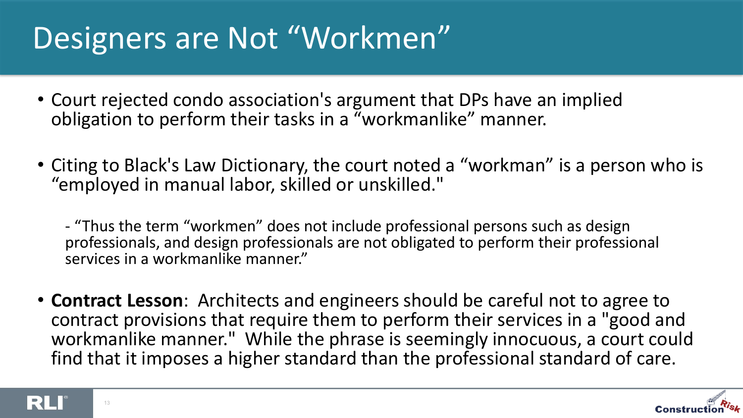# Designers are Not "Workmen"

- Court rejected condo association's argument that DPs have an implied obligation to perform their tasks in a "workmanlike" manner.

- Citing to Black's Law Dictionary, the court noted a "workman" is a person who is "employed in manual labor, skilled or unskilled."

  - "Thus the term "workmen" does not include professional persons such as design professionals, and design professionals are not obligated to perform their professional services in a workmanlike manner."

- **Contract Lesson**: Architects and engineers should be careful not to agree to contract provisions that require them to perform their services in a "good and workmanlike manner." While the phrase is seemingly innocuous, a court could find that it imposes a higher standard than the professional standard of care.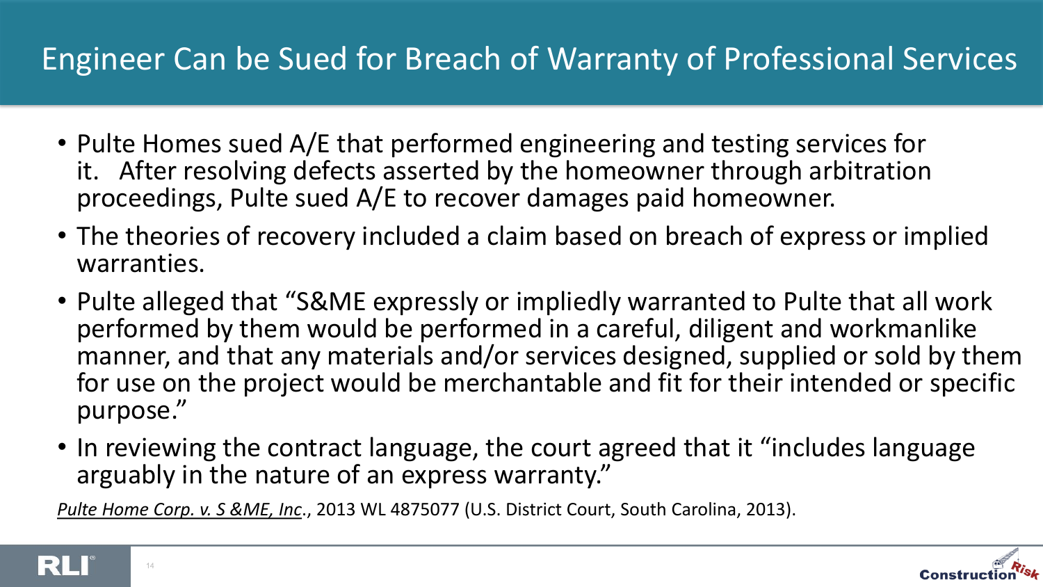# Engineer Can be Sued for Breach of Warranty of Professional Services

- Pulte Homes sued A/E that performed engineering and testing services for it. After resolving defects asserted by the homeowner through arbitration proceedings, Pulte sued A/E to recover damages paid homeowner.
- The theories of recovery included a claim based on breach of express or implied warranties.
- Pulte alleged that "S&ME expressly or impliedly warranted to Pulte that all work performed by them would be performed in a careful, diligent and workmanlike manner, and that any materials and/or services designed, supplied or sold by them for use on the project would be merchantable and fit for their intended or specific purpose."
- In reviewing the contract language, the court agreed that it "includes language arguably in the nature of an express warranty."

*Pulte Home Corp. v. S &ME, Inc.*, 2013 WL 4875077 (U.S. District Court, South Carolina, 2013).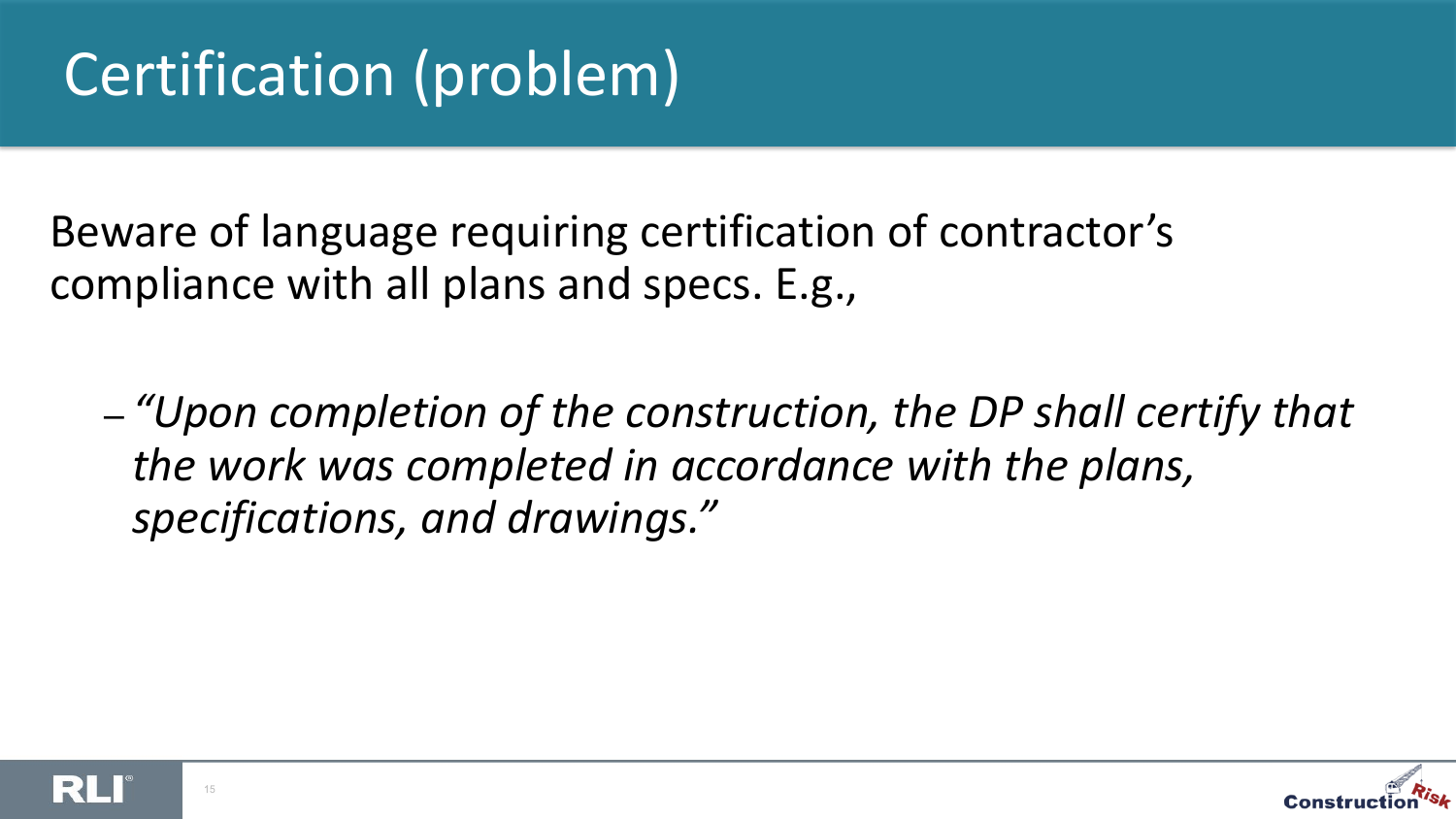# Certification (problem)

Beware of language requiring certification of contractor's compliance with all plans and specs. E.g.,

- *"Upon completion of the construction, the DP shall certify that the work was completed in accordance with the plans, specifications, and drawings."*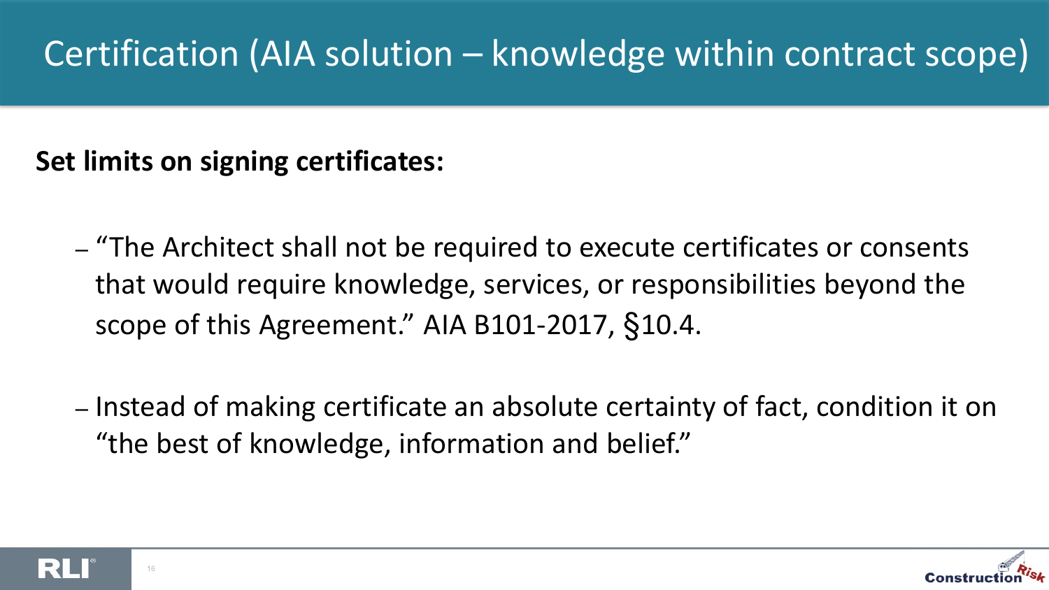# Certification (AIA solution – knowledge within contract scope)

**Set limits on signing certificates:**

- "The Architect shall not be required to execute certificates or consents that would require knowledge, services, or responsibilities beyond the scope of this Agreement." AIA B101-2017, §10.4.
- Instead of making certificate an absolute certainty of fact, condition it on "the best of knowledge, information and belief."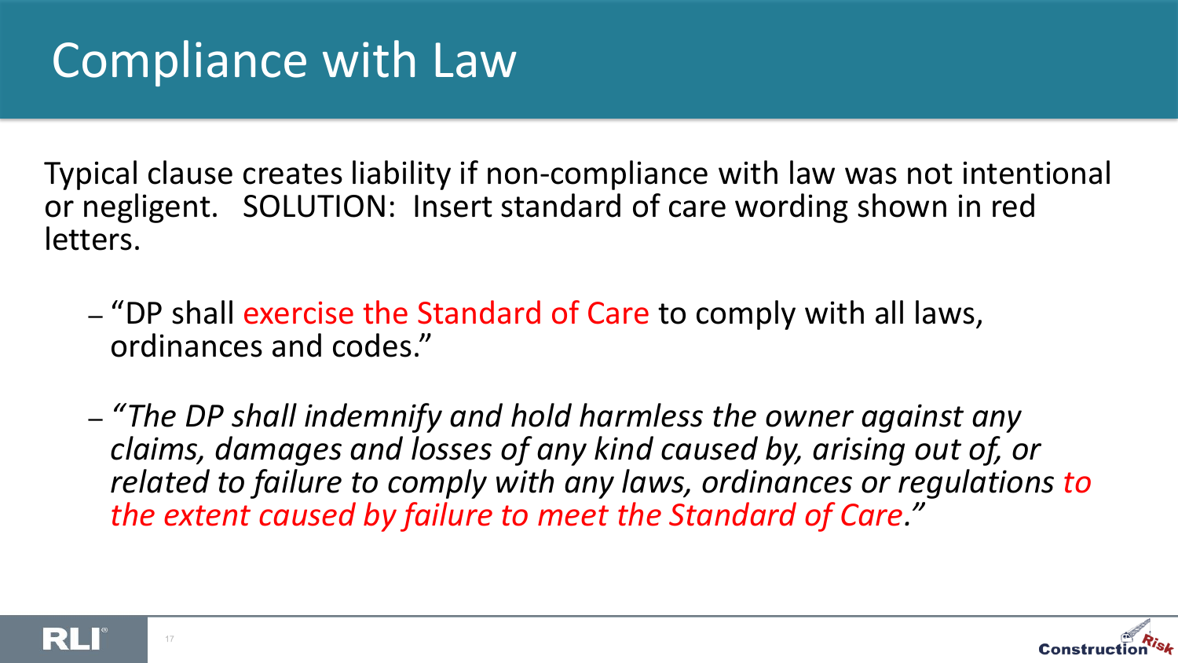# Compliance with Law

Typical clause creates liability if non-compliance with law was not intentional or negligent. SOLUTION: Insert standard of care wording shown in red letters.

- "DP shall exercise the Standard of Care to comply with all laws, ordinances and codes."
- *"The DP shall indemnify and hold harmless the owner against any claims, damages and losses of any kind caused by, arising out of, or related to failure to comply with any laws, ordinances or regulations to the extent caused by failure to meet the Standard of Care."*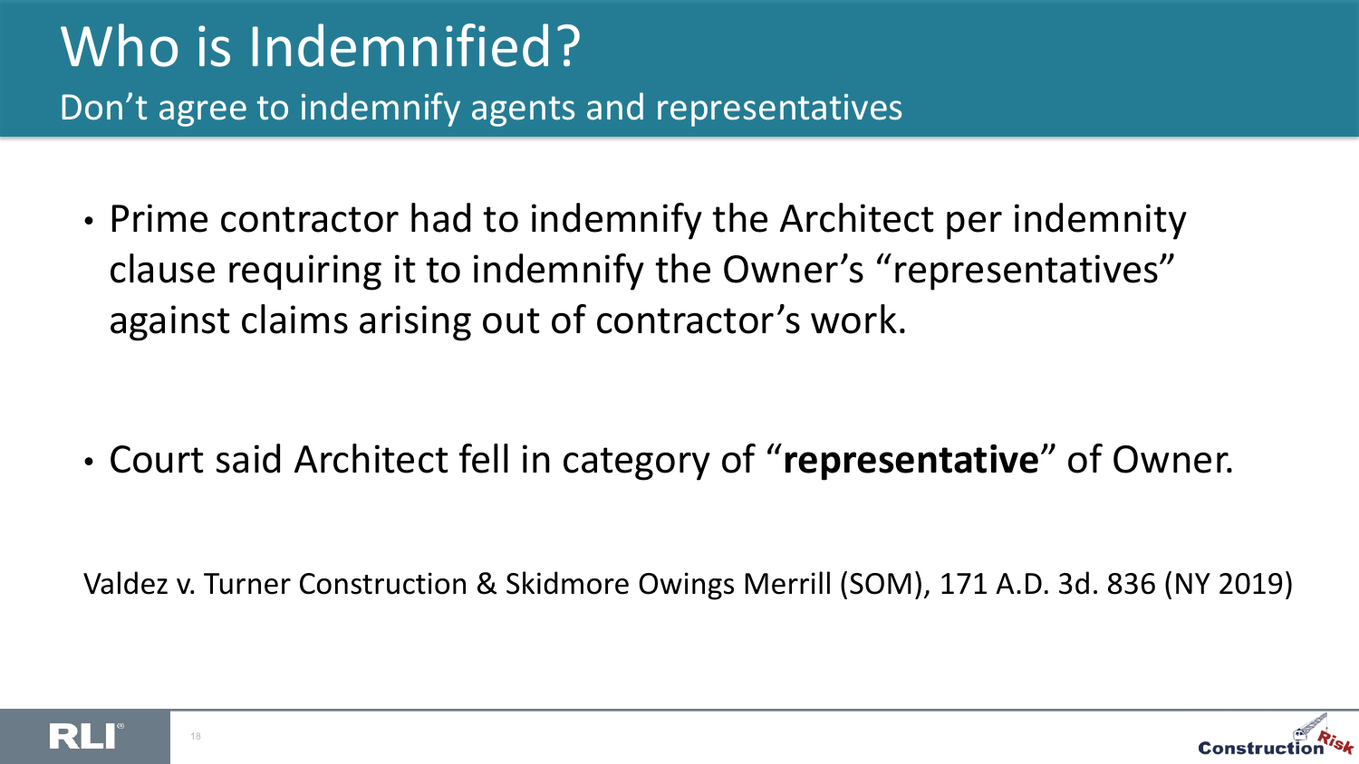# Who is Indemnified?

## Don't agree to indemnify agents and representatives

- Prime contractor had to indemnify the Architect per indemnity clause requiring it to indemnify the Owner's "representatives" against claims arising out of contractor's work.

- Court said Architect fell in category of "**representative**" of Owner.

Valdez v. Turner Construction & Skidmore Owings Merrill (SOM), 171 A.D. 3d. 836 (NY 2019)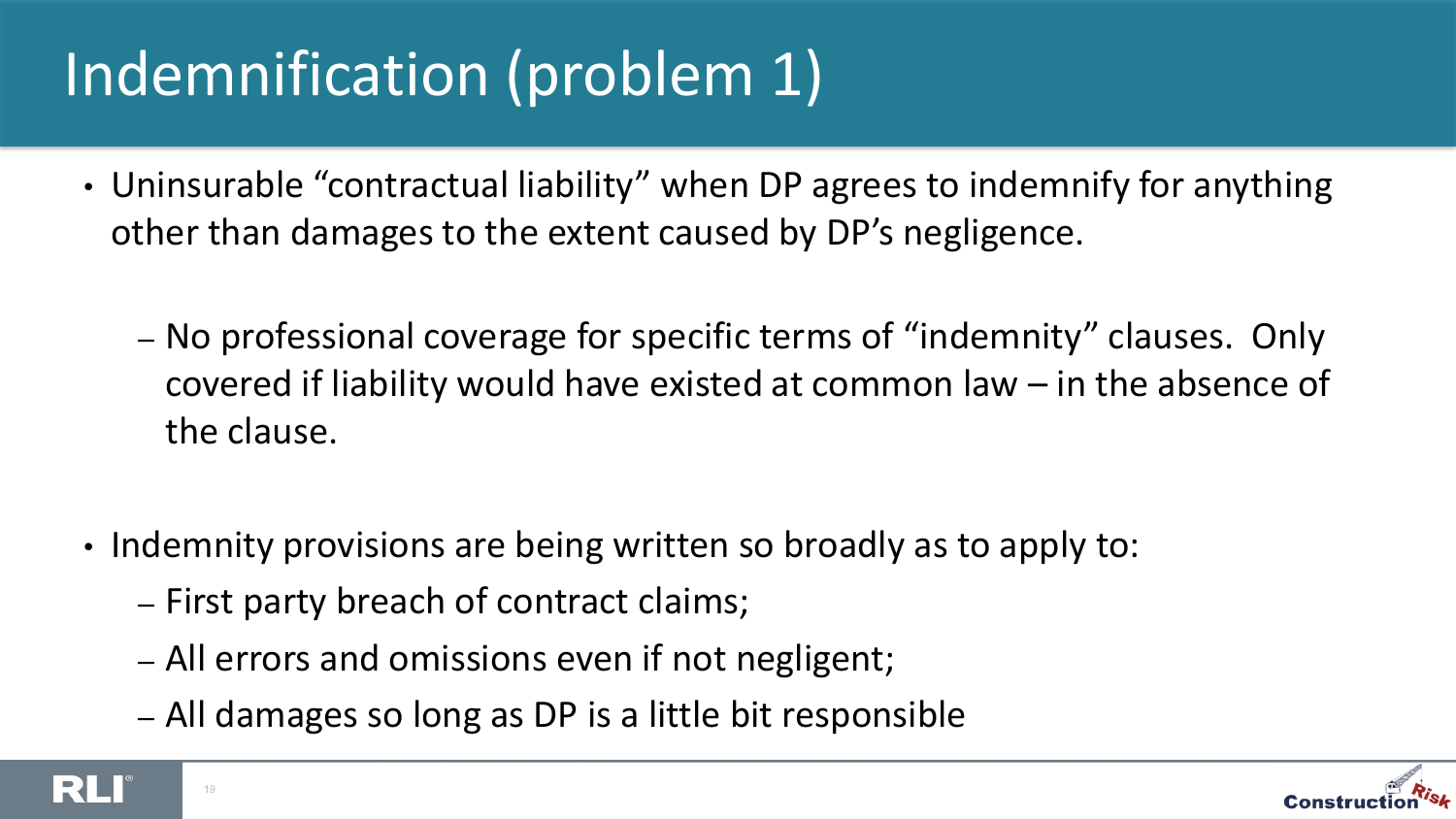# Indemnification (problem 1)

- Uninsurable "contractual liability" when DP agrees to indemnify for anything other than damages to the extent caused by DP's negligence.
  - No professional coverage for specific terms of "indemnity" clauses. Only covered if liability would have existed at common law – in the absence of the clause.

- Indemnity provisions are being written so broadly as to apply to:
  - First party breach of contract claims;
  - All errors and omissions even if not negligent;
  - All damages so long as DP is a little bit responsible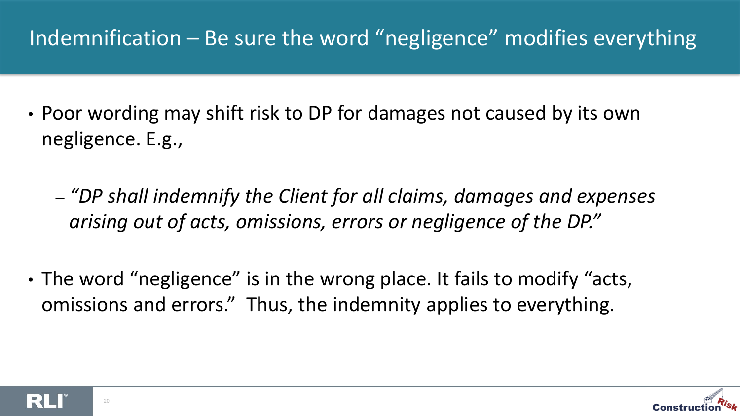# Indemnification – Be sure the word “negligence” modifies everything

- Poor wording may shift risk to DP for damages not caused by its own negligence. E.g.,
  - *“DP shall indemnify the Client for all claims, damages and expenses arising out of acts, omissions, errors or negligence of the DP.”*
- The word “negligence” is in the wrong place. It fails to modify “acts, omissions and errors.” Thus, the indemnity applies to everything.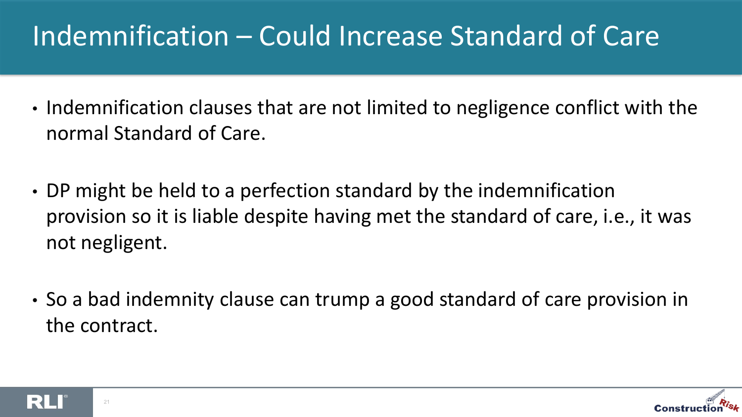# Indemnification – Could Increase Standard of Care

- Indemnification clauses that are not limited to negligence conflict with the normal Standard of Care.
- DP might be held to a perfection standard by the indemnification provision so it is liable despite having met the standard of care, i.e., it was not negligent.
- So a bad indemnity clause can trump a good standard of care provision in the contract.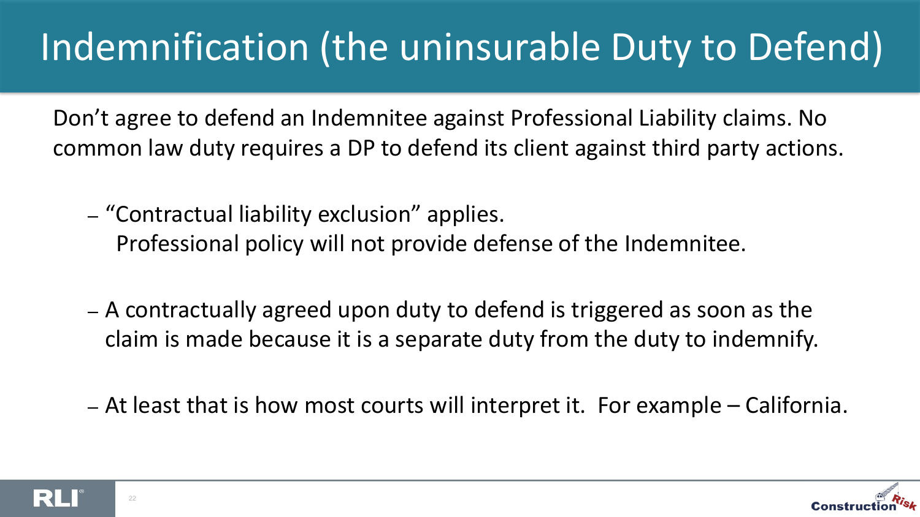# Indemnification (the uninsurable Duty to Defend)

Don't agree to defend an Indemnitee against Professional Liability claims. No common law duty requires a DP to defend its client against third party actions.

- "Contractual liability exclusion" applies.
  Professional policy will not provide defense of the Indemnitee.

- A contractually agreed upon duty to defend is triggered as soon as the claim is made because it is a separate duty from the duty to indemnify.

- At least that is how most courts will interpret it. For example – California.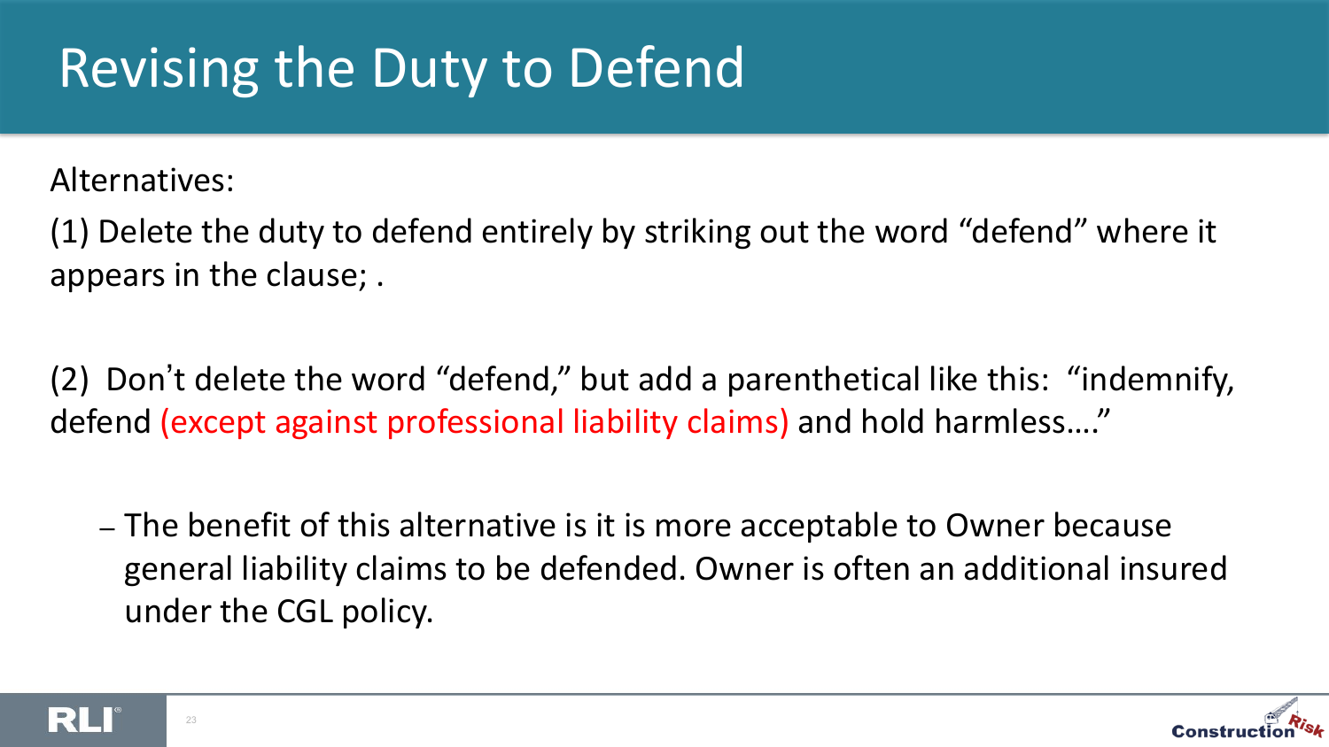# Revising the Duty to Defend

Alternatives:

(1) Delete the duty to defend entirely by striking out the word "defend" where it appears in the clause; .

(2) Don't delete the word "defend," but add a parenthetical like this: "indemnify, defend (except against professional liability claims) and hold harmless…."

- The benefit of this alternative is it is more acceptable to Owner because general liability claims to be defended. Owner is often an additional insured under the CGL policy.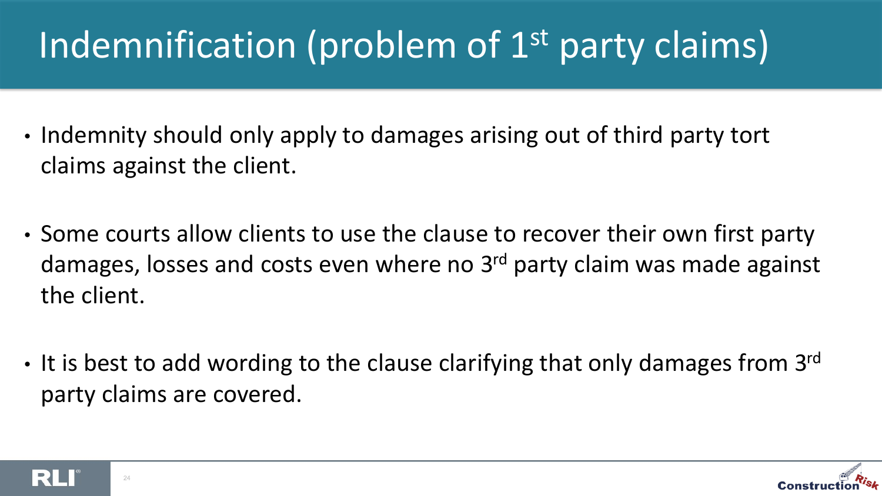# Indemnification (problem of 1st party claims)

- Indemnity should only apply to damages arising out of third party tort claims against the client.
- Some courts allow clients to use the clause to recover their own first party damages, losses and costs even where no 3rd party claim was made against the client.
- It is best to add wording to the clause clarifying that only damages from 3rd party claims are covered.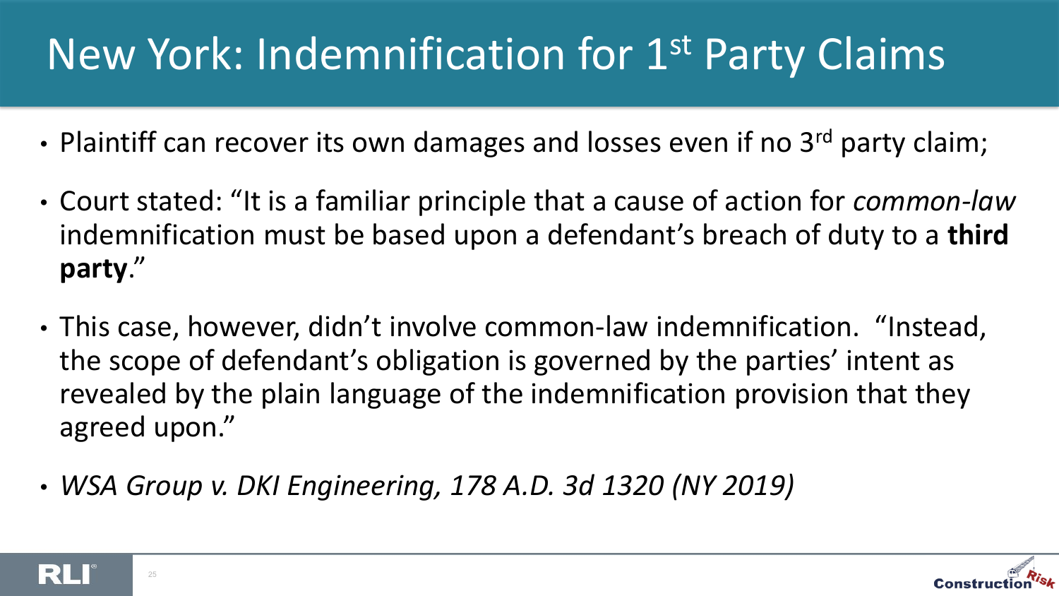# New York: Indemnification for 1st Party Claims

- Plaintiff can recover its own damages and losses even if no 3rd party claim;
- Court stated: "It is a familiar principle that a cause of action for *common-law* indemnification must be based upon a defendant's breach of duty to a **third party**."
- This case, however, didn't involve common-law indemnification. "Instead, the scope of defendant's obligation is governed by the parties' intent as revealed by the plain language of the indemnification provision that they agreed upon."
- *WSA Group v. DKI Engineering, 178 A.D. 3d 1320 (NY 2019)*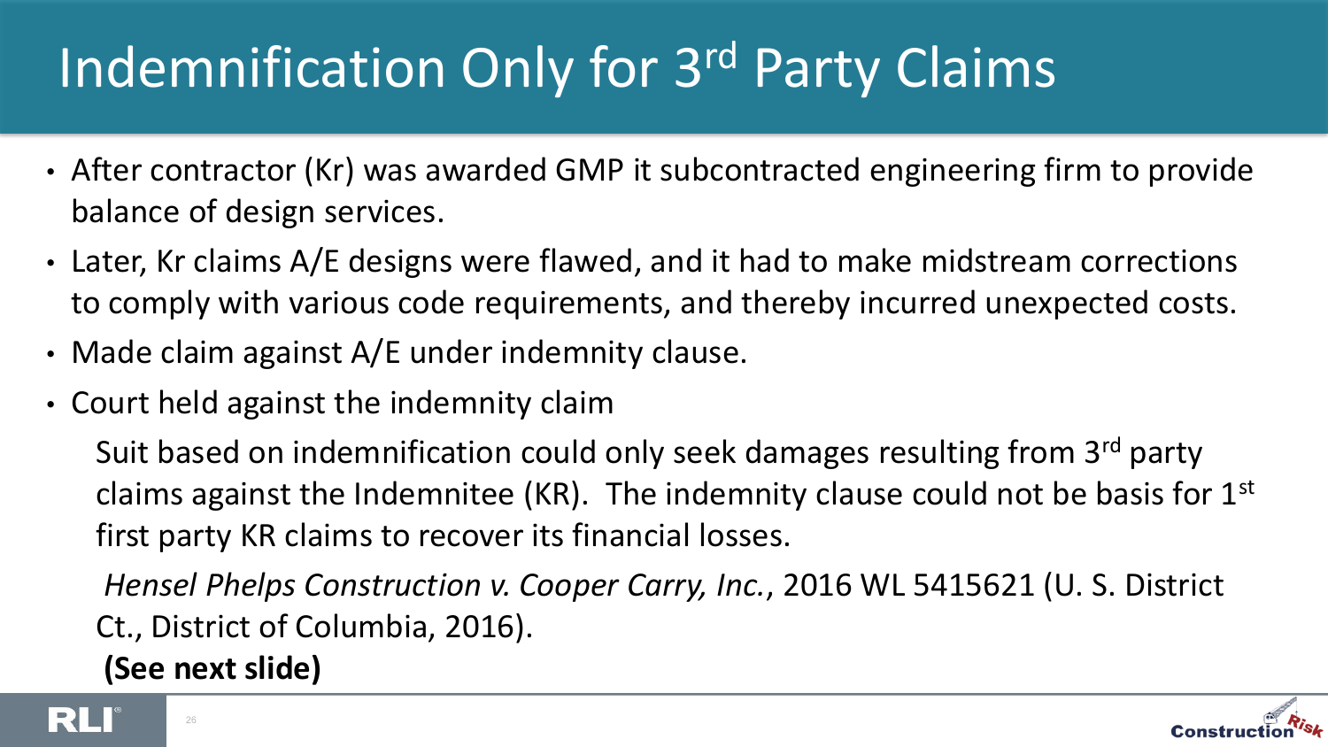# Indemnification Only for 3rd Party Claims

- After contractor (Kr) was awarded GMP it subcontracted engineering firm to provide balance of design services.
- Later, Kr claims A/E designs were flawed, and it had to make midstream corrections to comply with various code requirements, and thereby incurred unexpected costs.
- Made claim against A/E under indemnity clause.
- Court held against the indemnity claim

  Suit based on indemnification could only seek damages resulting from 3rd party claims against the Indemnitee (KR). The indemnity clause could not be basis for 1st first party KR claims to recover its financial losses.

  *Hensel Phelps Construction v. Cooper Carry, Inc.*, 2016 WL 5415621 (U. S. District Ct., District of Columbia, 2016).

  **(See next slide)**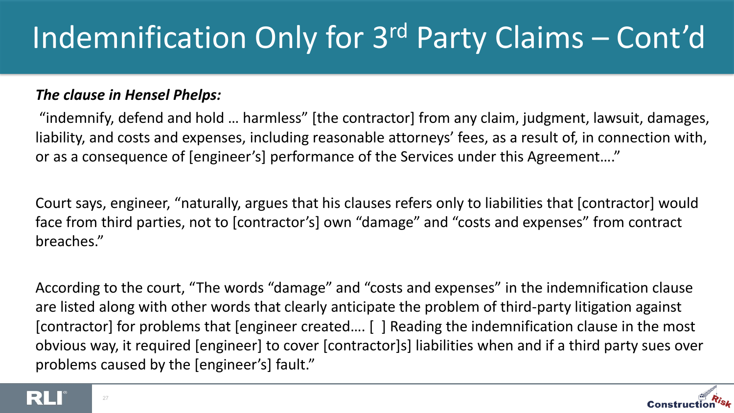# Indemnification Only for 3rd Party Claims – Cont'd

***The clause in Hensel Phelps:***

"indemnify, defend and hold … harmless" [the contractor] from any claim, judgment, lawsuit, damages, liability, and costs and expenses, including reasonable attorneys' fees, as a result of, in connection with, or as a consequence of [engineer's] performance of the Services under this Agreement…."

Court says, engineer, "naturally, argues that his clauses refers only to liabilities that [contractor] would face from third parties, not to [contractor's] own "damage" and "costs and expenses" from contract breaches."

According to the court, "The words "damage" and "costs and expenses" in the indemnification clause are listed along with other words that clearly anticipate the problem of third-party litigation against [contractor] for problems that [engineer created…. [ ] Reading the indemnification clause in the most obvious way, it required [engineer] to cover [contractor]s] liabilities when and if a third party sues over problems caused by the [engineer's] fault."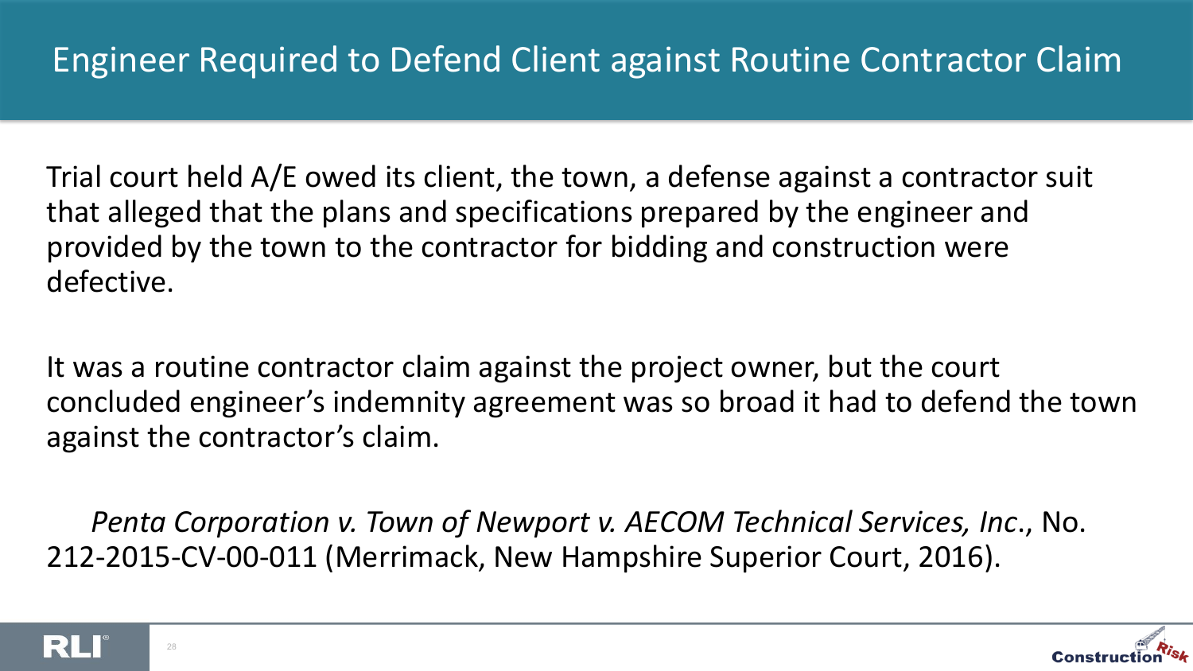# Engineer Required to Defend Client against Routine Contractor Claim

Trial court held A/E owed its client, the town, a defense against a contractor suit that alleged that the plans and specifications prepared by the engineer and provided by the town to the contractor for bidding and construction were defective.

It was a routine contractor claim against the project owner, but the court concluded engineer's indemnity agreement was so broad it had to defend the town against the contractor's claim.

*Penta Corporation v. Town of Newport v. AECOM Technical Services, Inc.*, No. 212-2015-CV-00-011 (Merrimack, New Hampshire Superior Court, 2016).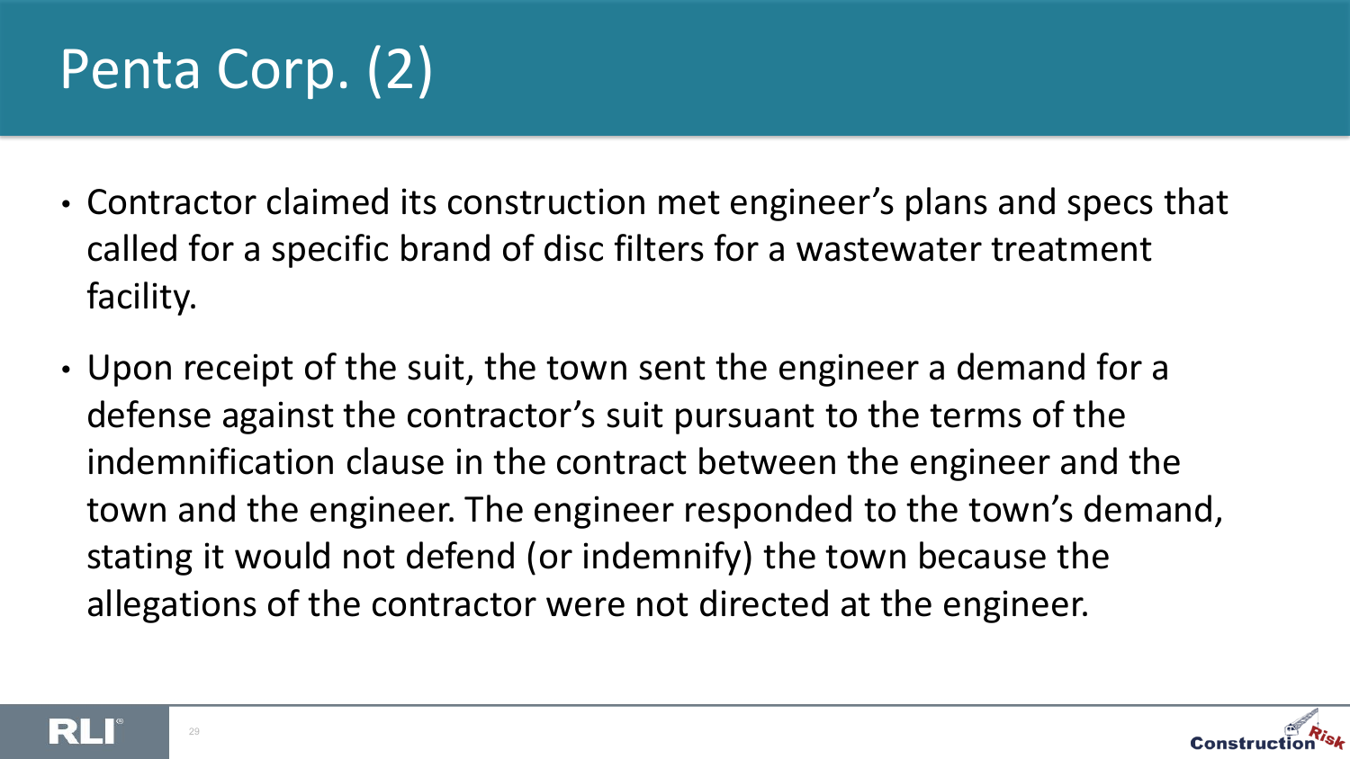# Penta Corp. (2)

- Contractor claimed its construction met engineer's plans and specs that called for a specific brand of disc filters for a wastewater treatment facility.
- Upon receipt of the suit, the town sent the engineer a demand for a defense against the contractor's suit pursuant to the terms of the indemnification clause in the contract between the engineer and the town and the engineer. The engineer responded to the town's demand, stating it would not defend (or indemnify) the town because the allegations of the contractor were not directed at the engineer.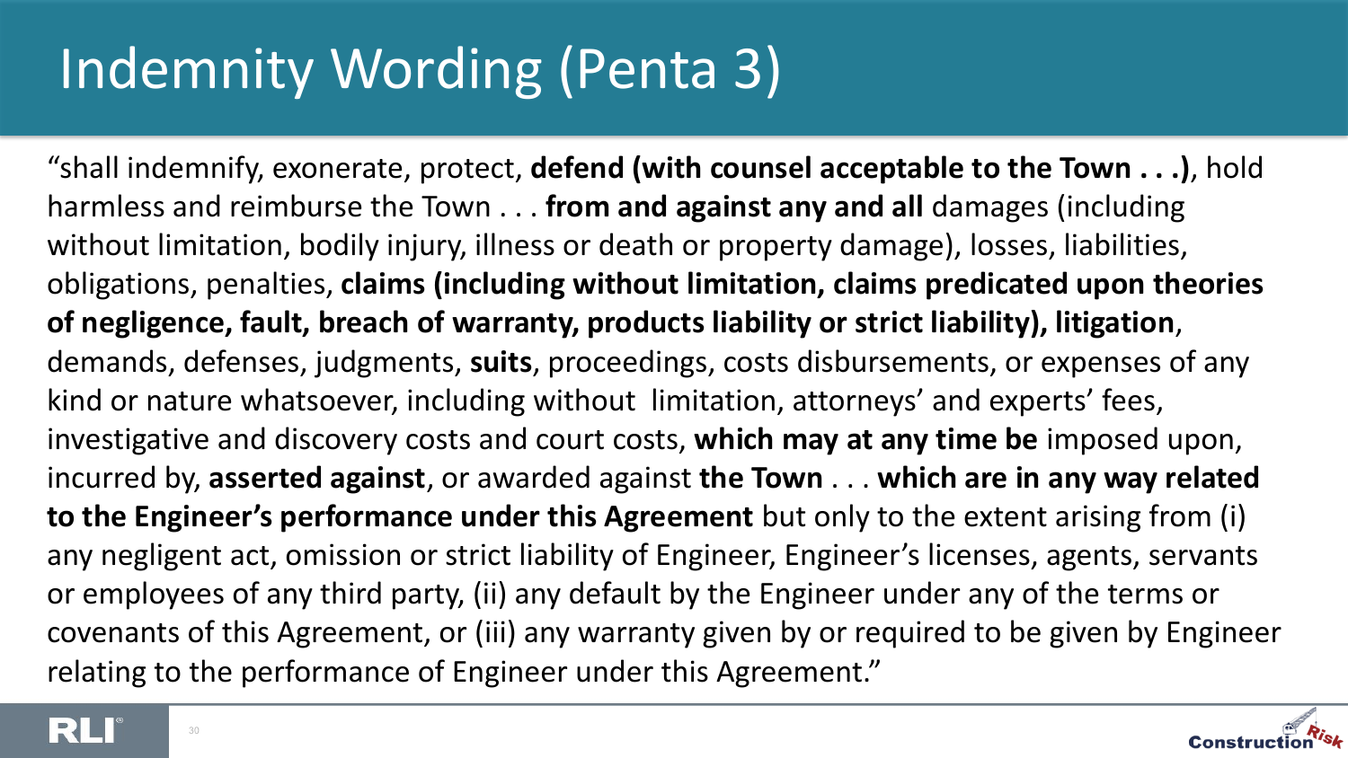# Indemnity Wording (Penta 3)

"shall indemnify, exonerate, protect, **defend (with counsel acceptable to the Town . . .)**, hold harmless and reimburse the Town . . . **from and against any and all** damages (including without limitation, bodily injury, illness or death or property damage), losses, liabilities, obligations, penalties, **claims (including without limitation, claims predicated upon theories of negligence, fault, breach of warranty, products liability or strict liability), litigation**, demands, defenses, judgments, **suits**, proceedings, costs disbursements, or expenses of any kind or nature whatsoever, including without limitation, attorneys' and experts' fees, investigative and discovery costs and court costs, **which may at any time be** imposed upon, incurred by, **asserted against**, or awarded against **the Town** . . . **which are in any way related to the Engineer's performance under this Agreement** but only to the extent arising from (i) any negligent act, omission or strict liability of Engineer, Engineer's licenses, agents, servants or employees of any third party, (ii) any default by the Engineer under any of the terms or covenants of this Agreement, or (iii) any warranty given by or required to be given by Engineer relating to the performance of Engineer under this Agreement."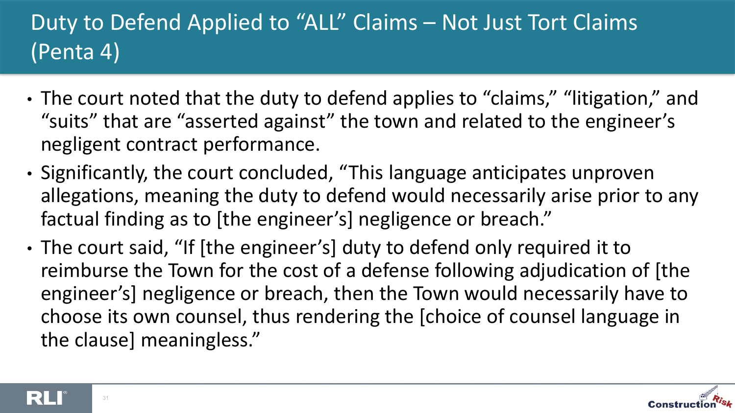# Duty to Defend Applied to "ALL" Claims – Not Just Tort Claims (Penta 4)

- The court noted that the duty to defend applies to "claims," "litigation," and "suits" that are "asserted against" the town and related to the engineer's negligent contract performance.
- Significantly, the court concluded, "This language anticipates unproven allegations, meaning the duty to defend would necessarily arise prior to any factual finding as to [the engineer's] negligence or breach."
- The court said, "If [the engineer's] duty to defend only required it to reimburse the Town for the cost of a defense following adjudication of [the engineer's] negligence or breach, then the Town would necessarily have to choose its own counsel, thus rendering the [choice of counsel language in the clause] meaningless."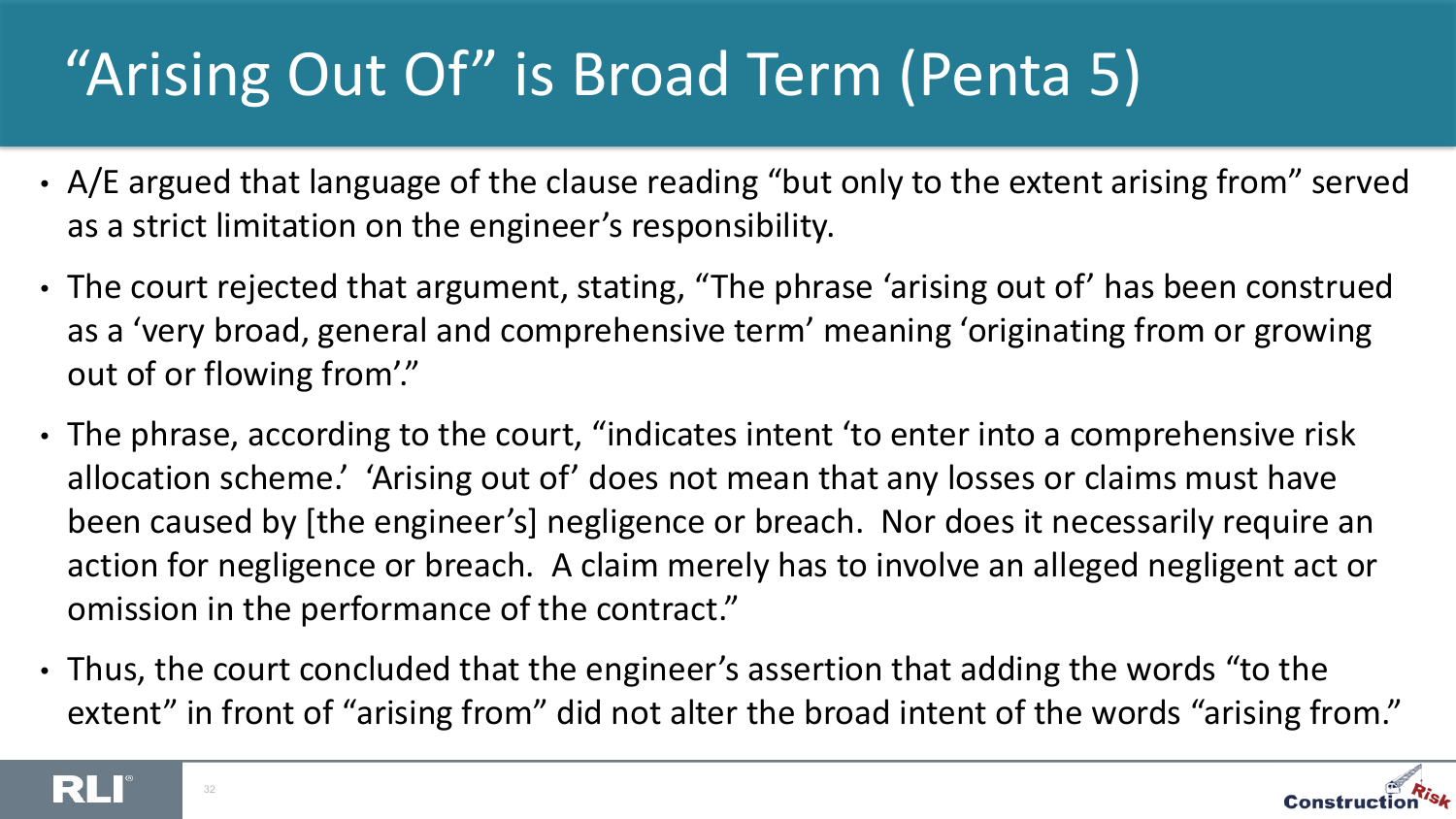# "Arising Out Of" is Broad Term (Penta 5)

- A/E argued that language of the clause reading "but only to the extent arising from" served as a strict limitation on the engineer's responsibility.
- The court rejected that argument, stating, "The phrase 'arising out of' has been construed as a 'very broad, general and comprehensive term' meaning 'originating from or growing out of or flowing from'."
- The phrase, according to the court, "indicates intent 'to enter into a comprehensive risk allocation scheme.' 'Arising out of' does not mean that any losses or claims must have been caused by [the engineer's] negligence or breach. Nor does it necessarily require an action for negligence or breach. A claim merely has to involve an alleged negligent act or omission in the performance of the contract."
- Thus, the court concluded that the engineer's assertion that adding the words "to the extent" in front of "arising from" did not alter the broad intent of the words "arising from."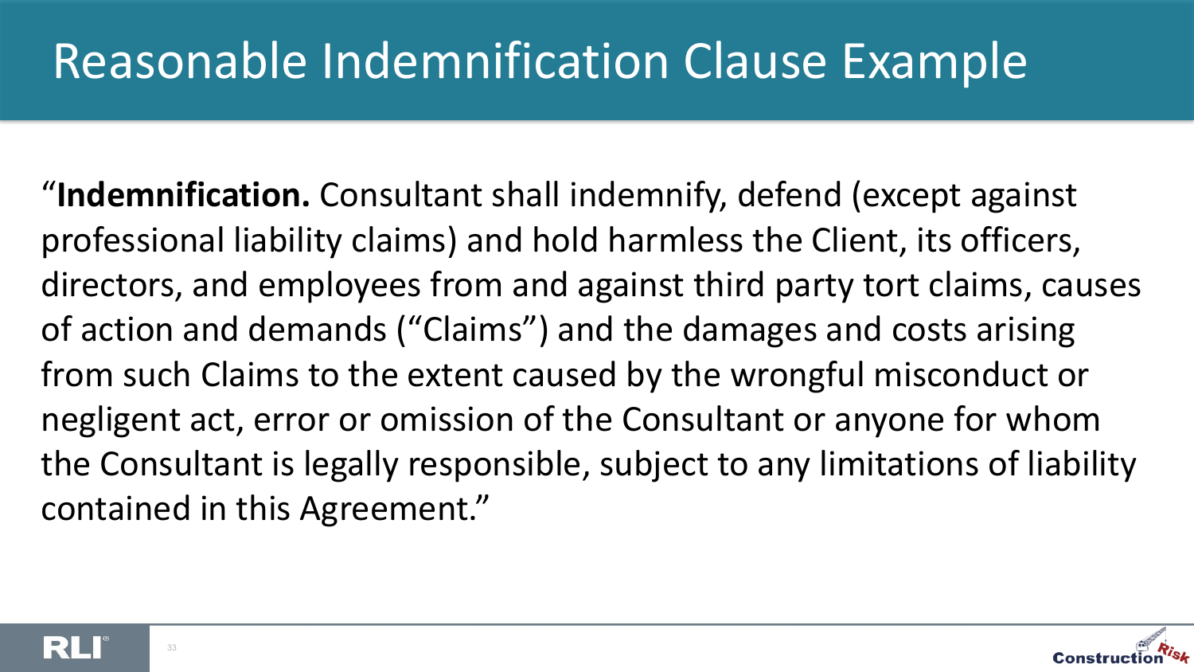# Reasonable Indemnification Clause Example

"**Indemnification.** Consultant shall indemnify, defend (except against professional liability claims) and hold harmless the Client, its officers, directors, and employees from and against third party tort claims, causes of action and demands ("Claims") and the damages and costs arising from such Claims to the extent caused by the wrongful misconduct or negligent act, error or omission of the Consultant or anyone for whom the Consultant is legally responsible, subject to any limitations of liability contained in this Agreement."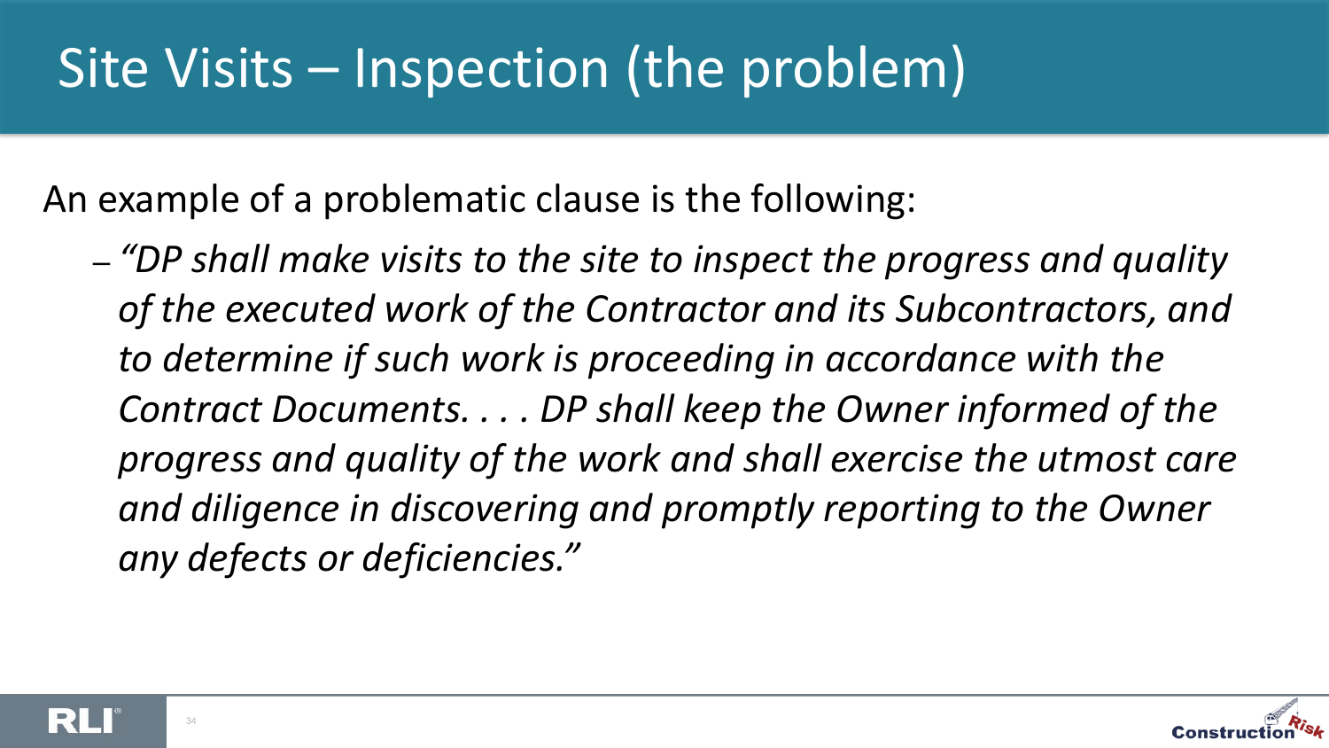# Site Visits – Inspection (the problem)

An example of a problematic clause is the following:

- *"DP shall make visits to the site to inspect the progress and quality of the executed work of the Contractor and its Subcontractors, and to determine if such work is proceeding in accordance with the Contract Documents. . . . DP shall keep the Owner informed of the progress and quality of the work and shall exercise the utmost care and diligence in discovering and promptly reporting to the Owner any defects or deficiencies."*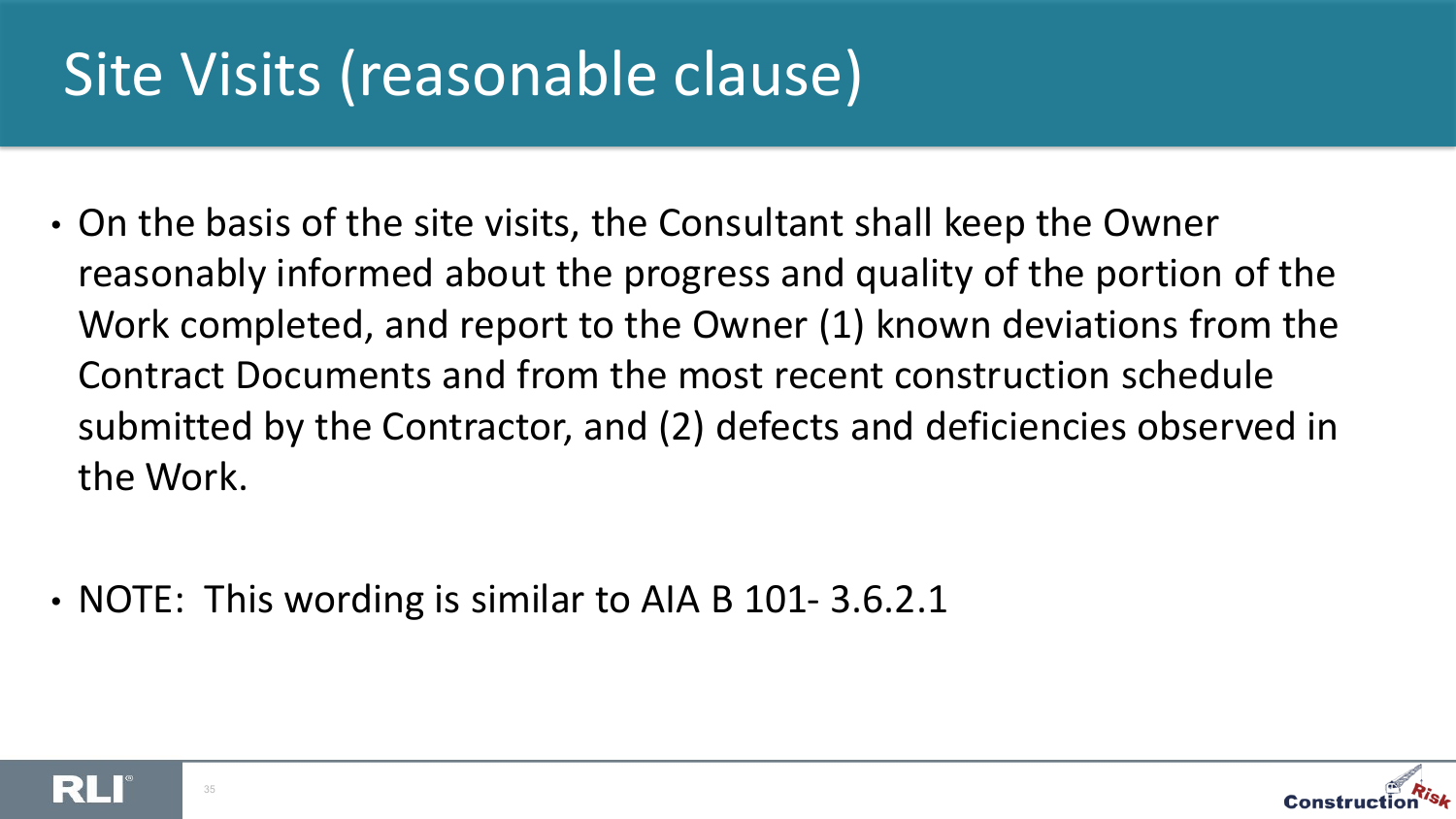# Site Visits (reasonable clause)

- On the basis of the site visits, the Consultant shall keep the Owner reasonably informed about the progress and quality of the portion of the Work completed, and report to the Owner (1) known deviations from the Contract Documents and from the most recent construction schedule submitted by the Contractor, and (2) defects and deficiencies observed in the Work.

- NOTE: This wording is similar to AIA B 101- 3.6.2.1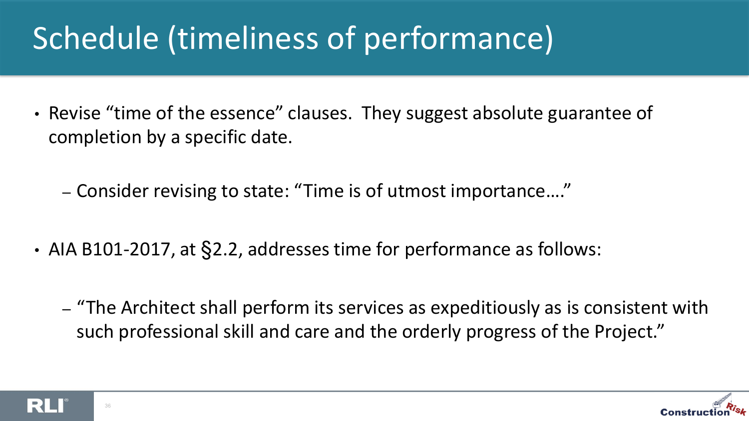# Schedule (timeliness of performance)

- Revise "time of the essence" clauses. They suggest absolute guarantee of completion by a specific date.
  - Consider revising to state: "Time is of utmost importance…."
- AIA B101-2017, at §2.2, addresses time for performance as follows:
  - "The Architect shall perform its services as expeditiously as is consistent with such professional skill and care and the orderly progress of the Project."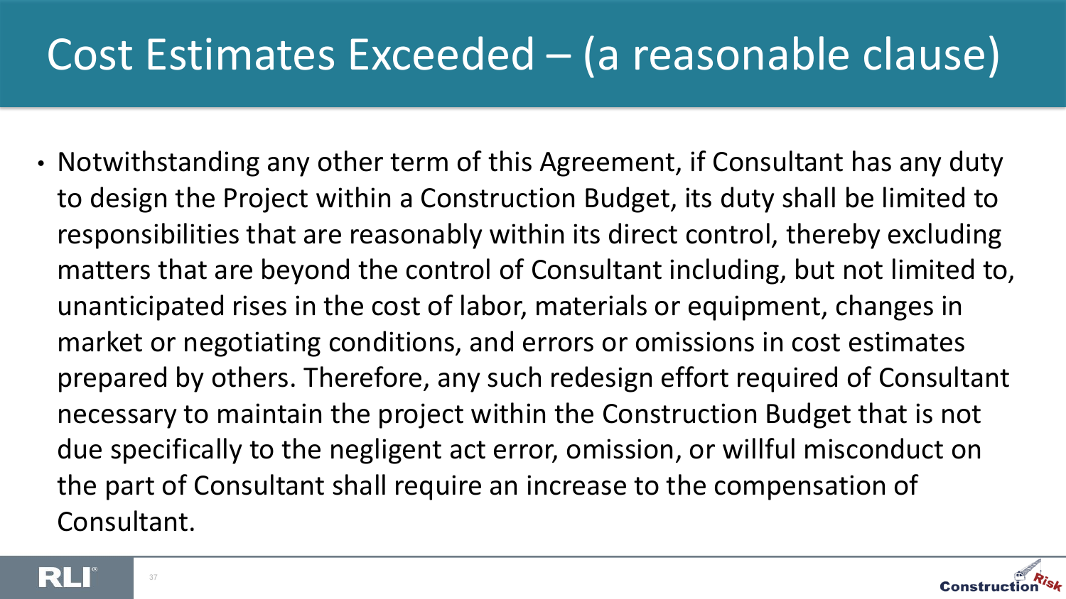# Cost Estimates Exceeded – (a reasonable clause)

- Notwithstanding any other term of this Agreement, if Consultant has any duty to design the Project within a Construction Budget, its duty shall be limited to responsibilities that are reasonably within its direct control, thereby excluding matters that are beyond the control of Consultant including, but not limited to, unanticipated rises in the cost of labor, materials or equipment, changes in market or negotiating conditions, and errors or omissions in cost estimates prepared by others. Therefore, any such redesign effort required of Consultant necessary to maintain the project within the Construction Budget that is not due specifically to the negligent act error, omission, or willful misconduct on the part of Consultant shall require an increase to the compensation of Consultant.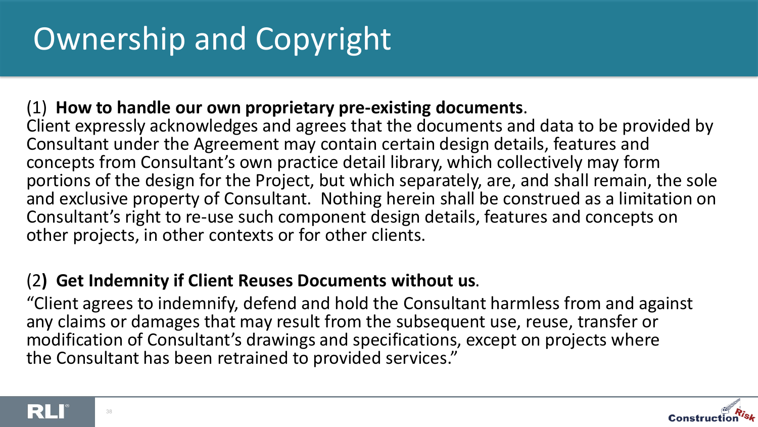# Ownership and Copyright

(1) **How to handle our own proprietary pre-existing documents**.
Client expressly acknowledges and agrees that the documents and data to be provided by Consultant under the Agreement may contain certain design details, features and concepts from Consultant's own practice detail library, which collectively may form portions of the design for the Project, but which separately, are, and shall remain, the sole and exclusive property of Consultant. Nothing herein shall be construed as a limitation on Consultant's right to re-use such component design details, features and concepts on other projects, in other contexts or for other clients.

(2**) Get Indemnity if Client Reuses Documents without us**.
"Client agrees to indemnify, defend and hold the Consultant harmless from and against any claims or damages that may result from the subsequent use, reuse, transfer or modification of Consultant's drawings and specifications, except on projects where the Consultant has been retrained to provided services."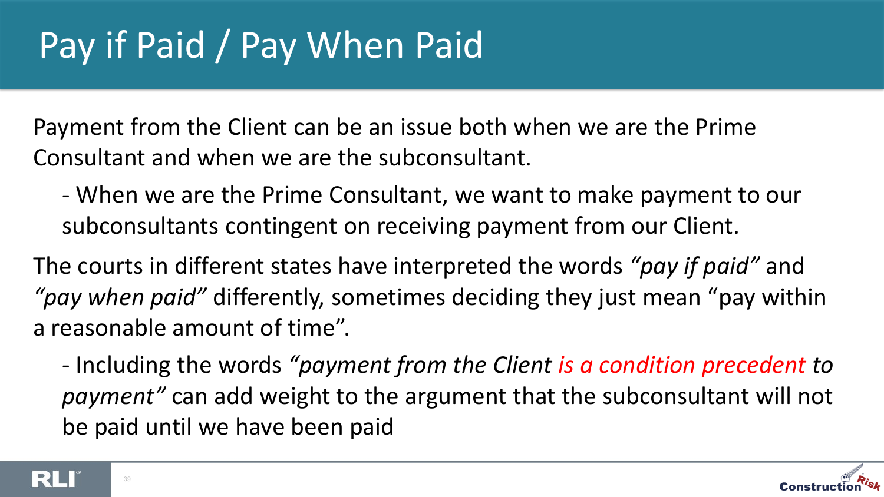# Pay if Paid / Pay When Paid

Payment from the Client can be an issue both when we are the Prime Consultant and when we are the subconsultant.

- When we are the Prime Consultant, we want to make payment to our subconsultants contingent on receiving payment from our Client.

The courts in different states have interpreted the words *"pay if paid"* and *"pay when paid"* differently, sometimes deciding they just mean "pay within a reasonable amount of time".

- Including the words *"payment from the Client is a condition precedent to payment"* can add weight to the argument that the subconsultant will not be paid until we have been paid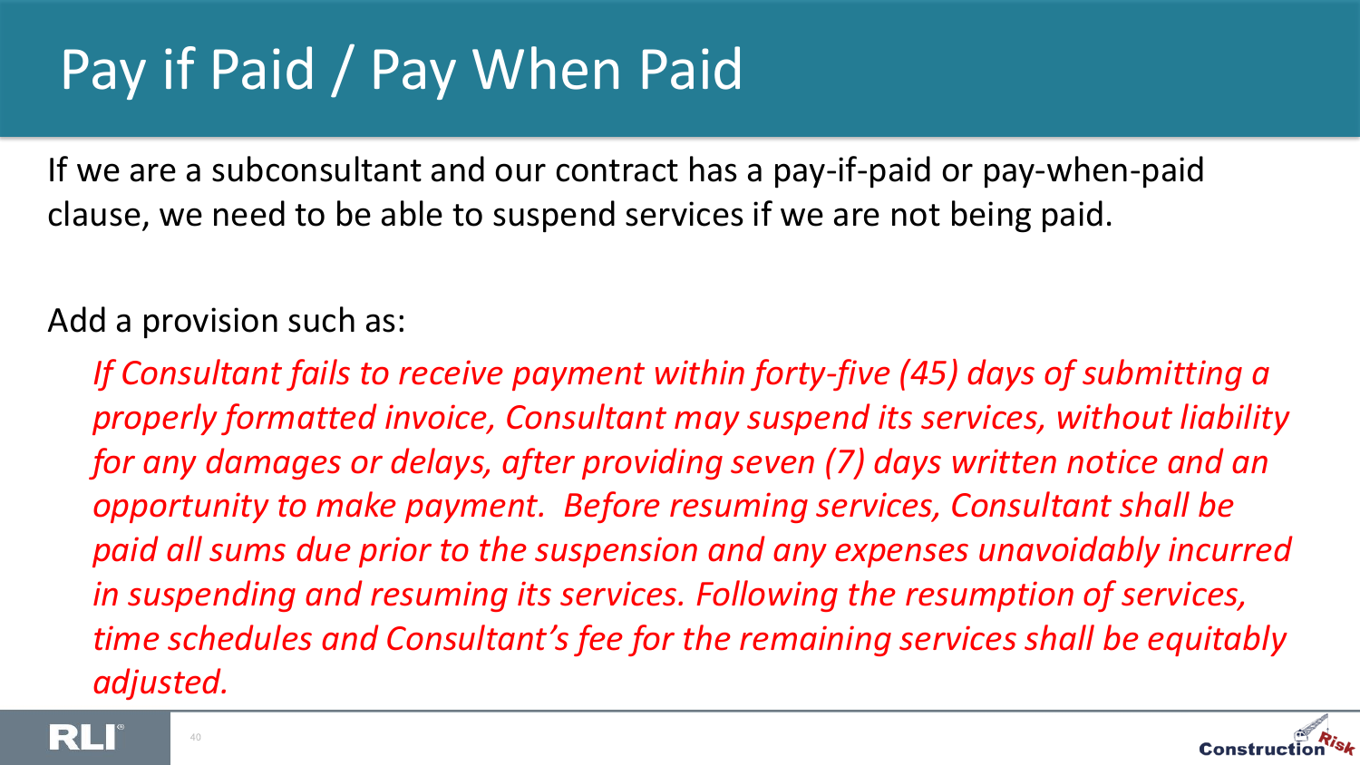# Pay if Paid / Pay When Paid

If we are a subconsultant and our contract has a pay-if-paid or pay-when-paid clause, we need to be able to suspend services if we are not being paid.

Add a provision such as:

> *If Consultant fails to receive payment within forty-five (45) days of submitting a properly formatted invoice, Consultant may suspend its services, without liability for any damages or delays, after providing seven (7) days written notice and an opportunity to make payment. Before resuming services, Consultant shall be paid all sums due prior to the suspension and any expenses unavoidably incurred in suspending and resuming its services. Following the resumption of services, time schedules and Consultant's fee for the remaining services shall be equitably adjusted.*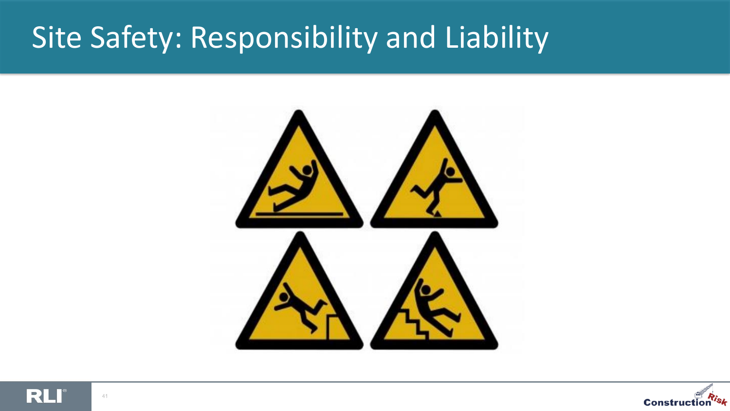# Site Safety: Responsibility and Liability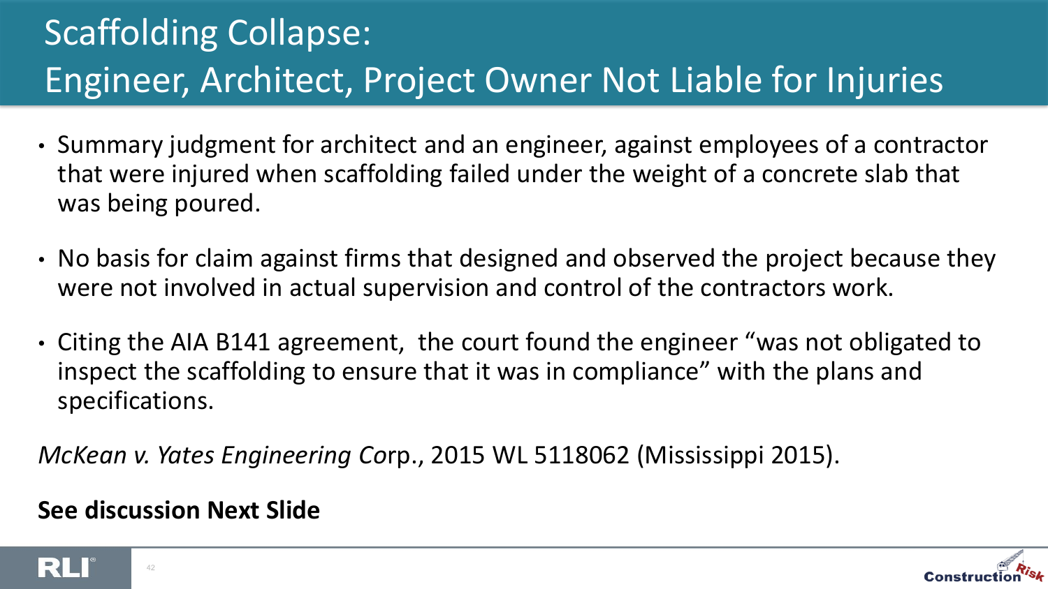# Scaffolding Collapse: Engineer, Architect, Project Owner Not Liable for Injuries

- Summary judgment for architect and an engineer, against employees of a contractor that were injured when scaffolding failed under the weight of a concrete slab that was being poured.
- No basis for claim against firms that designed and observed the project because they were not involved in actual supervision and control of the contractors work.
- Citing the AIA B141 agreement, the court found the engineer "was not obligated to inspect the scaffolding to ensure that it was in compliance" with the plans and specifications.

*McKean v. Yates Engineering Co*rp., 2015 WL 5118062 (Mississippi 2015).

**See discussion Next Slide**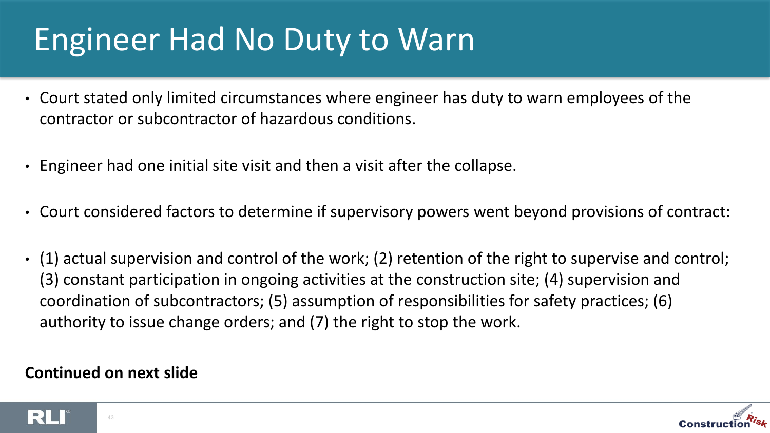# Engineer Had No Duty to Warn

- Court stated only limited circumstances where engineer has duty to warn employees of the contractor or subcontractor of hazardous conditions.
- Engineer had one initial site visit and then a visit after the collapse.
- Court considered factors to determine if supervisory powers went beyond provisions of contract:
- (1) actual supervision and control of the work; (2) retention of the right to supervise and control; (3) constant participation in ongoing activities at the construction site; (4) supervision and coordination of subcontractors; (5) assumption of responsibilities for safety practices; (6) authority to issue change orders; and (7) the right to stop the work.

**Continued on next slide**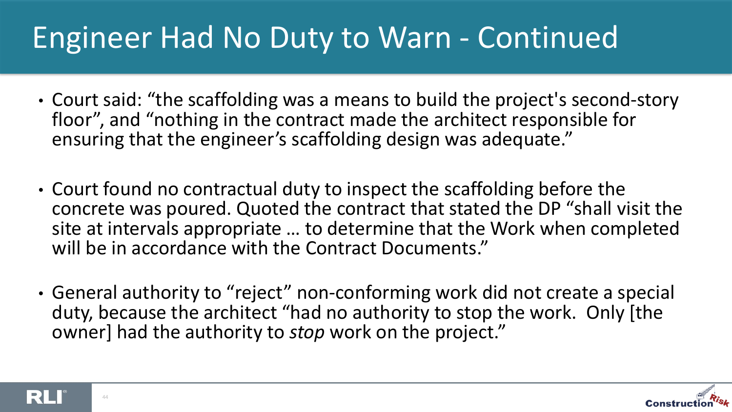# Engineer Had No Duty to Warn - Continued

- Court said: “the scaffolding was a means to build the project's second-story floor”, and “nothing in the contract made the architect responsible for ensuring that the engineer’s scaffolding design was adequate.”

- Court found no contractual duty to inspect the scaffolding before the concrete was poured. Quoted the contract that stated the DP “shall visit the site at intervals appropriate … to determine that the Work when completed will be in accordance with the Contract Documents.”

- General authority to “reject” non-conforming work did not create a special duty, because the architect “had no authority to stop the work. Only [the owner] had the authority to *stop* work on the project.”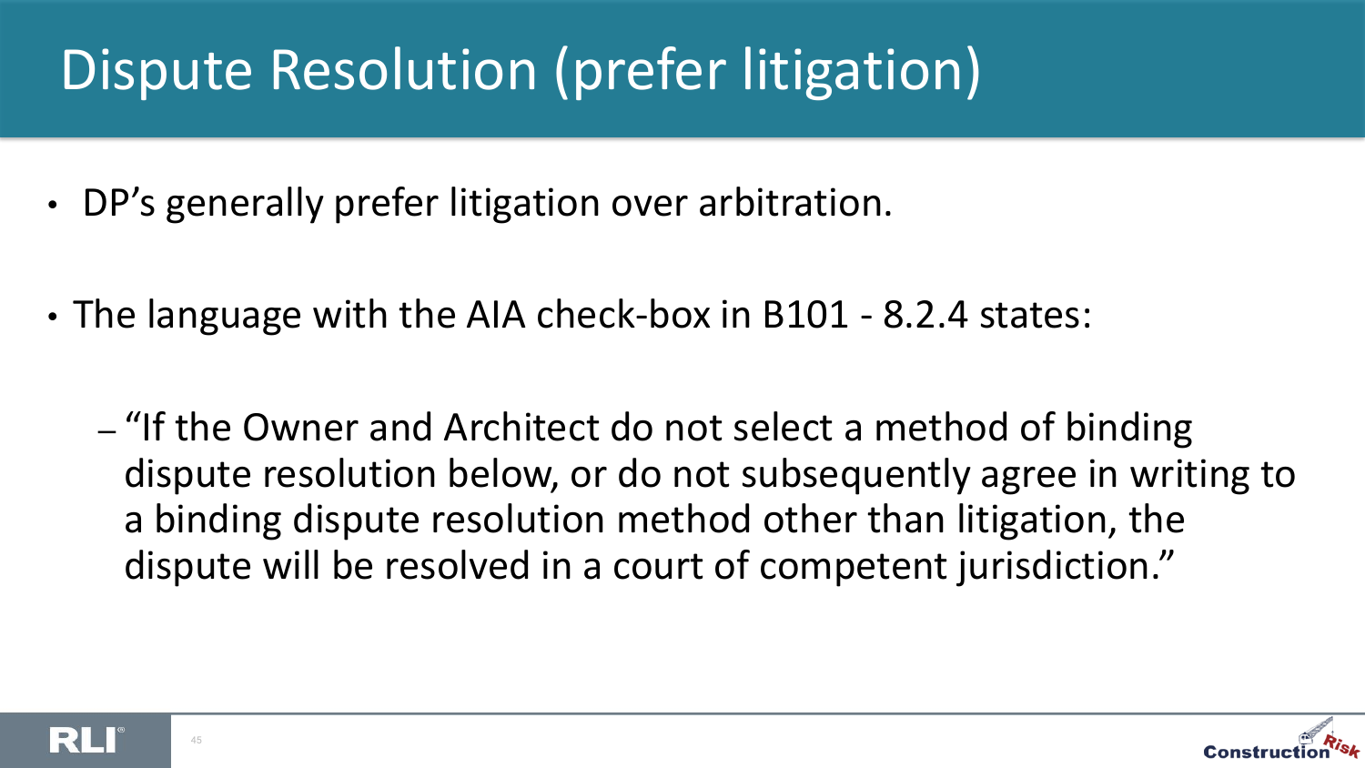# Dispute Resolution (prefer litigation)

- DP’s generally prefer litigation over arbitration.
- The language with the AIA check-box in B101 - 8.2.4 states:
  - “If the Owner and Architect do not select a method of binding dispute resolution below, or do not subsequently agree in writing to a binding dispute resolution method other than litigation, the dispute will be resolved in a court of competent jurisdiction.”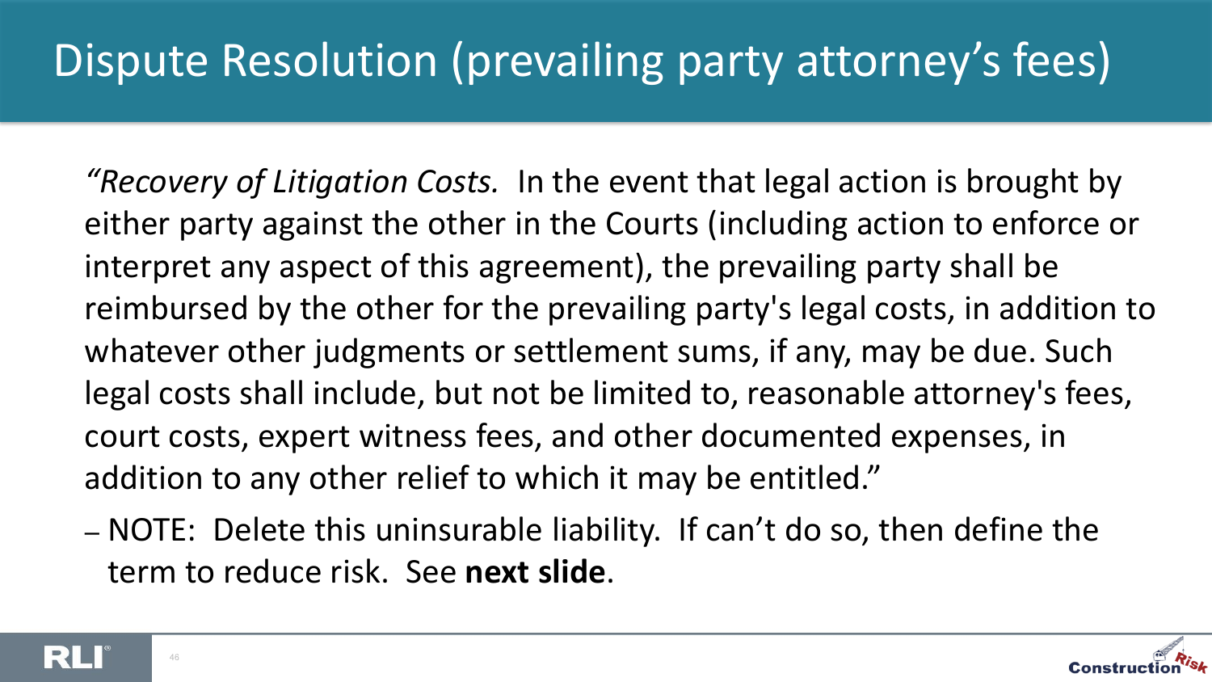# Dispute Resolution (prevailing party attorney's fees)

*"Recovery of Litigation Costs.* In the event that legal action is brought by either party against the other in the Courts (including action to enforce or interpret any aspect of this agreement), the prevailing party shall be reimbursed by the other for the prevailing party's legal costs, in addition to whatever other judgments or settlement sums, if any, may be due. Such legal costs shall include, but not be limited to, reasonable attorney's fees, court costs, expert witness fees, and other documented expenses, in addition to any other relief to which it may be entitled."

- NOTE: Delete this uninsurable liability. If can't do so, then define the term to reduce risk. See **next slide**.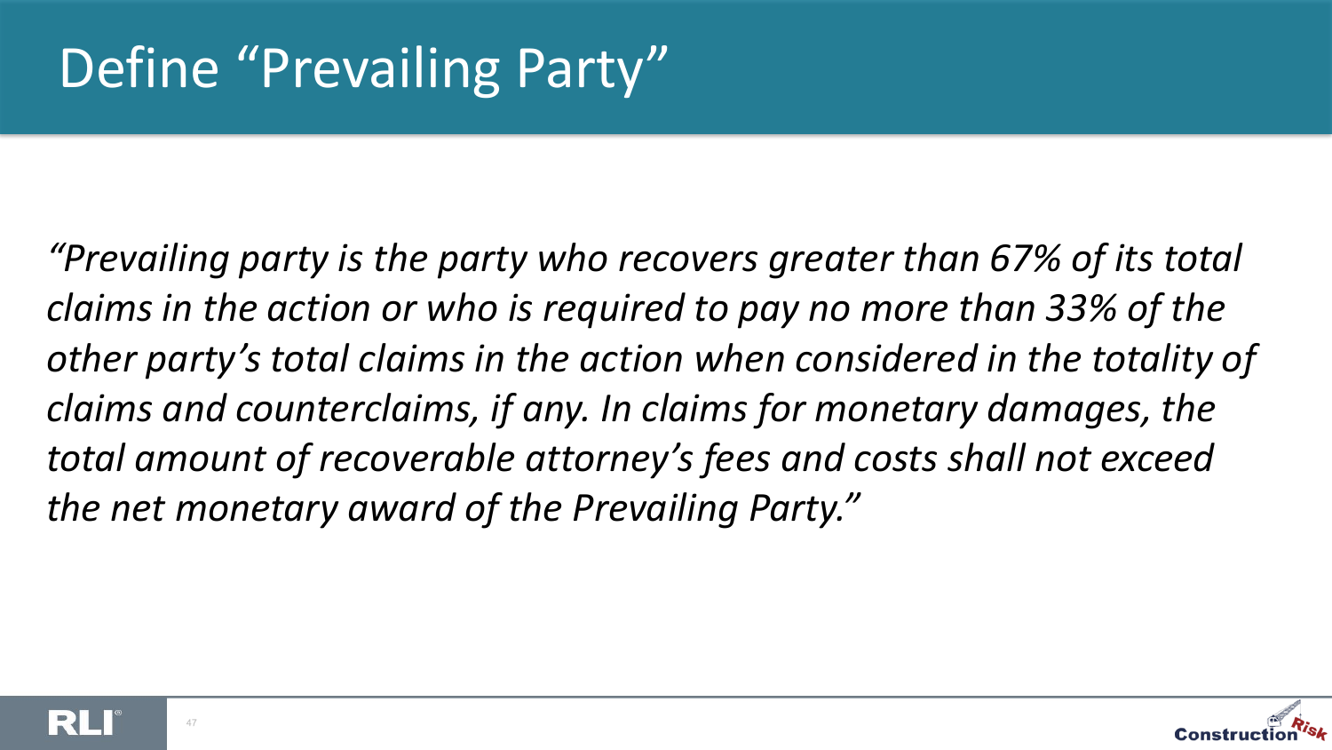# Define "Prevailing Party"

*"Prevailing party is the party who recovers greater than 67% of its total claims in the action or who is required to pay no more than 33% of the other party's total claims in the action when considered in the totality of claims and counterclaims, if any. In claims for monetary damages, the total amount of recoverable attorney's fees and costs shall not exceed the net monetary award of the Prevailing Party."*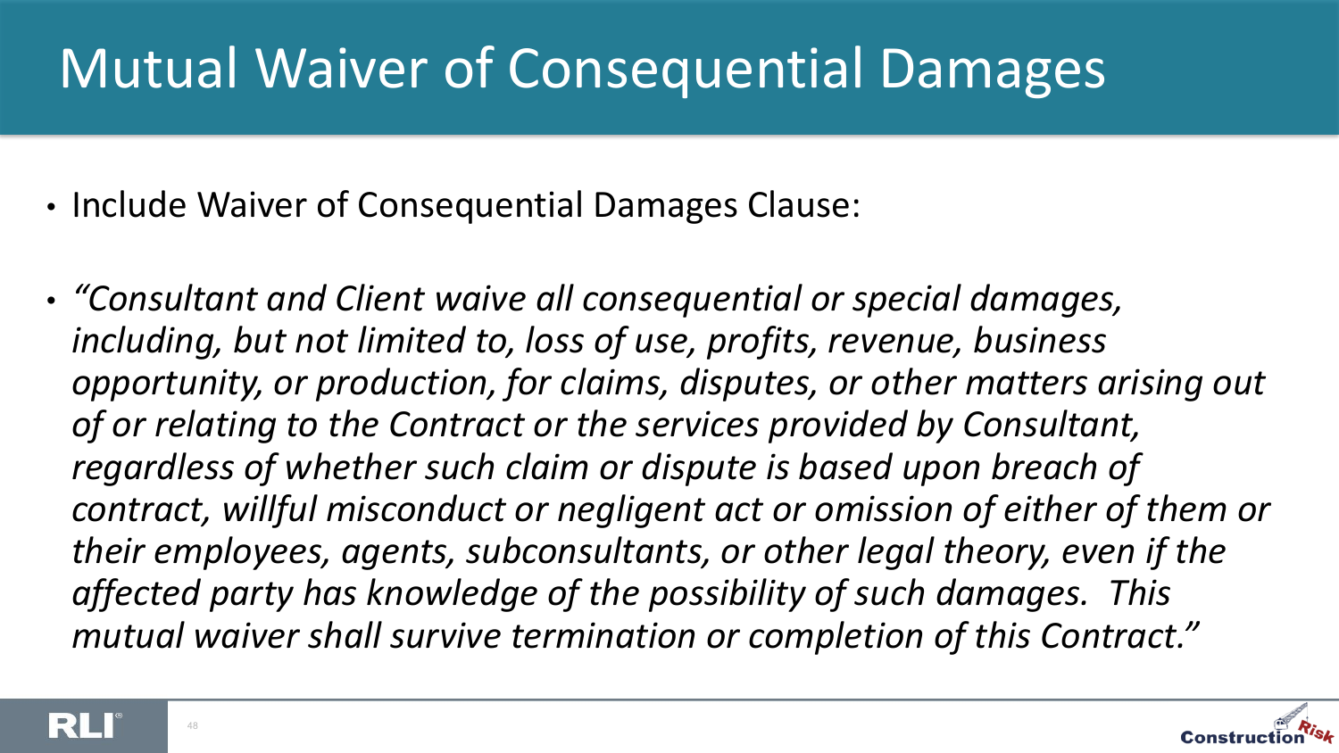# Mutual Waiver of Consequential Damages

- Include Waiver of Consequential Damages Clause:
- *"Consultant and Client waive all consequential or special damages, including, but not limited to, loss of use, profits, revenue, business opportunity, or production, for claims, disputes, or other matters arising out of or relating to the Contract or the services provided by Consultant, regardless of whether such claim or dispute is based upon breach of contract, willful misconduct or negligent act or omission of either of them or their employees, agents, subconsultants, or other legal theory, even if the affected party has knowledge of the possibility of such damages. This mutual waiver shall survive termination or completion of this Contract."*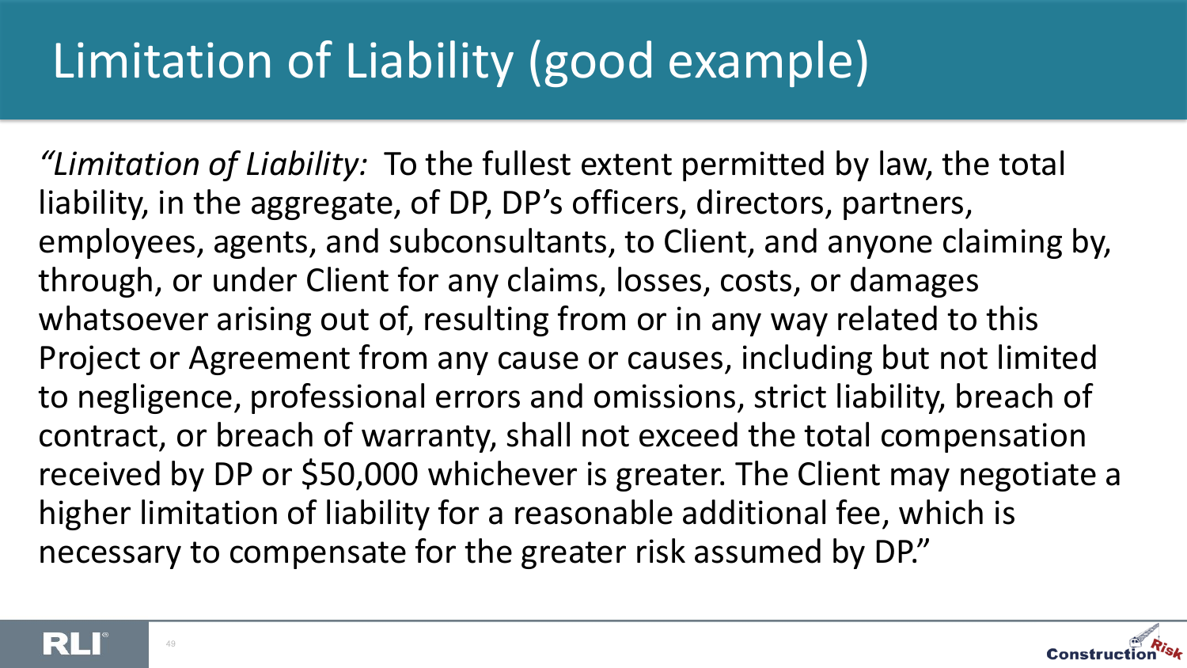# Limitation of Liability (good example)

*"Limitation of Liability:* To the fullest extent permitted by law, the total liability, in the aggregate, of DP, DP's officers, directors, partners, employees, agents, and subconsultants, to Client, and anyone claiming by, through, or under Client for any claims, losses, costs, or damages whatsoever arising out of, resulting from or in any way related to this Project or Agreement from any cause or causes, including but not limited to negligence, professional errors and omissions, strict liability, breach of contract, or breach of warranty, shall not exceed the total compensation received by DP or $50,000 whichever is greater. The Client may negotiate a higher limitation of liability for a reasonable additional fee, which is necessary to compensate for the greater risk assumed by DP."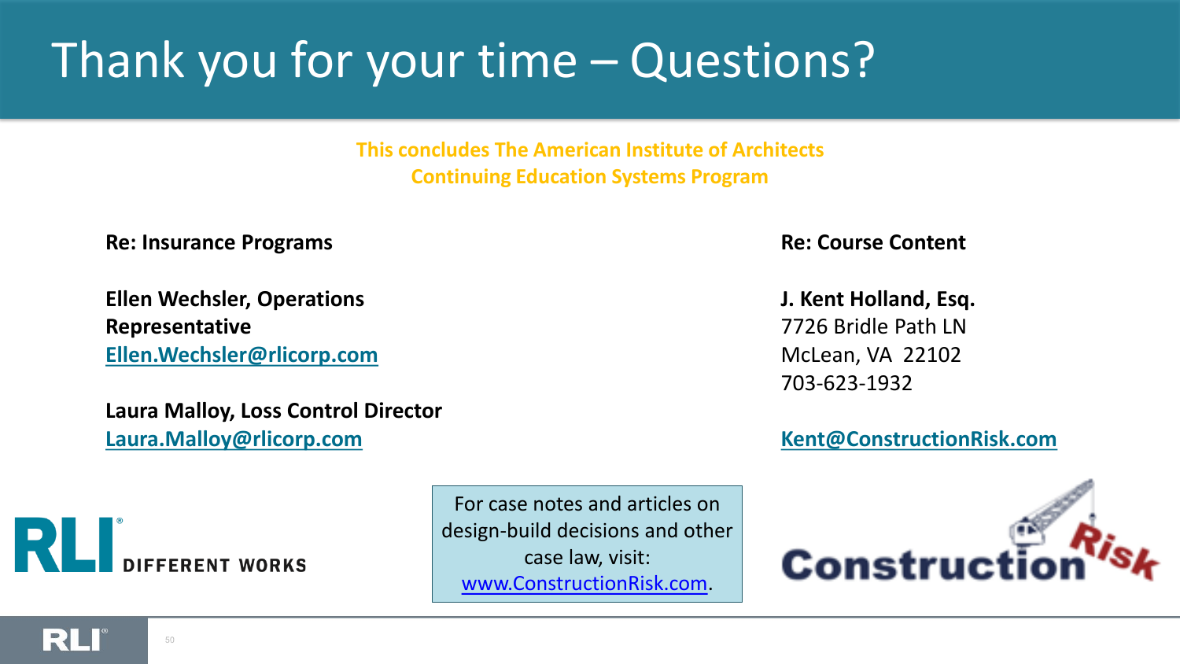# Thank you for your time – Questions?

**This concludes The American Institute of Architects Continuing Education Systems Program**

**Re: Insurance Programs**

**Ellen Wechsler, Operations Representative**
Ellen.Wechsler@rlicorp.com

**Laura Malloy, Loss Control Director**
Laura.Malloy@rlicorp.com

**Re: Course Content**

**J. Kent Holland, Esq.**
7726 Bridle Path LN
McLean, VA 22102
703-623-1932

Kent@ConstructionRisk.com

For case notes and articles on design-build decisions and other case law, visit: www.ConstructionRisk.com.

RLI DIFFERENT WORKS

ConstructionRisk